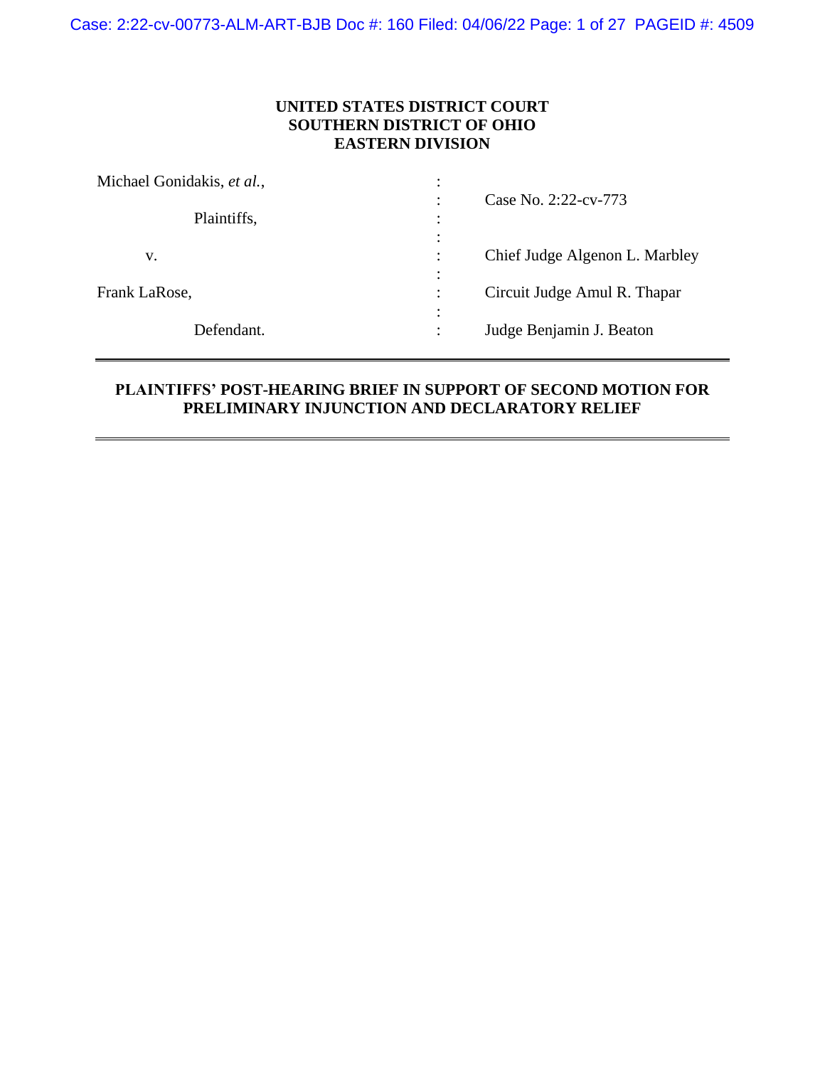**UNITED STATES DISTRICT COURT**
**SOUTHERN DISTRICT OF OHIO**
**EASTERN DIVISION**

| | | |
|---|---|---|
| Michael Gonidakis, *et al.*, | : | Case No. 2:22-cv-773 |
| Plaintiffs, | : | |
| v. | : | Chief Judge Algenon L. Marbley |
| Frank LaRose, | : | Circuit Judge Amul R. Thapar |
| Defendant. | : | Judge Benjamin J. Beaton |

---

**PLAINTIFFS' POST-HEARING BRIEF IN SUPPORT OF SECOND MOTION FOR PRELIMINARY INJUNCTION AND DECLARATORY RELIEF**

---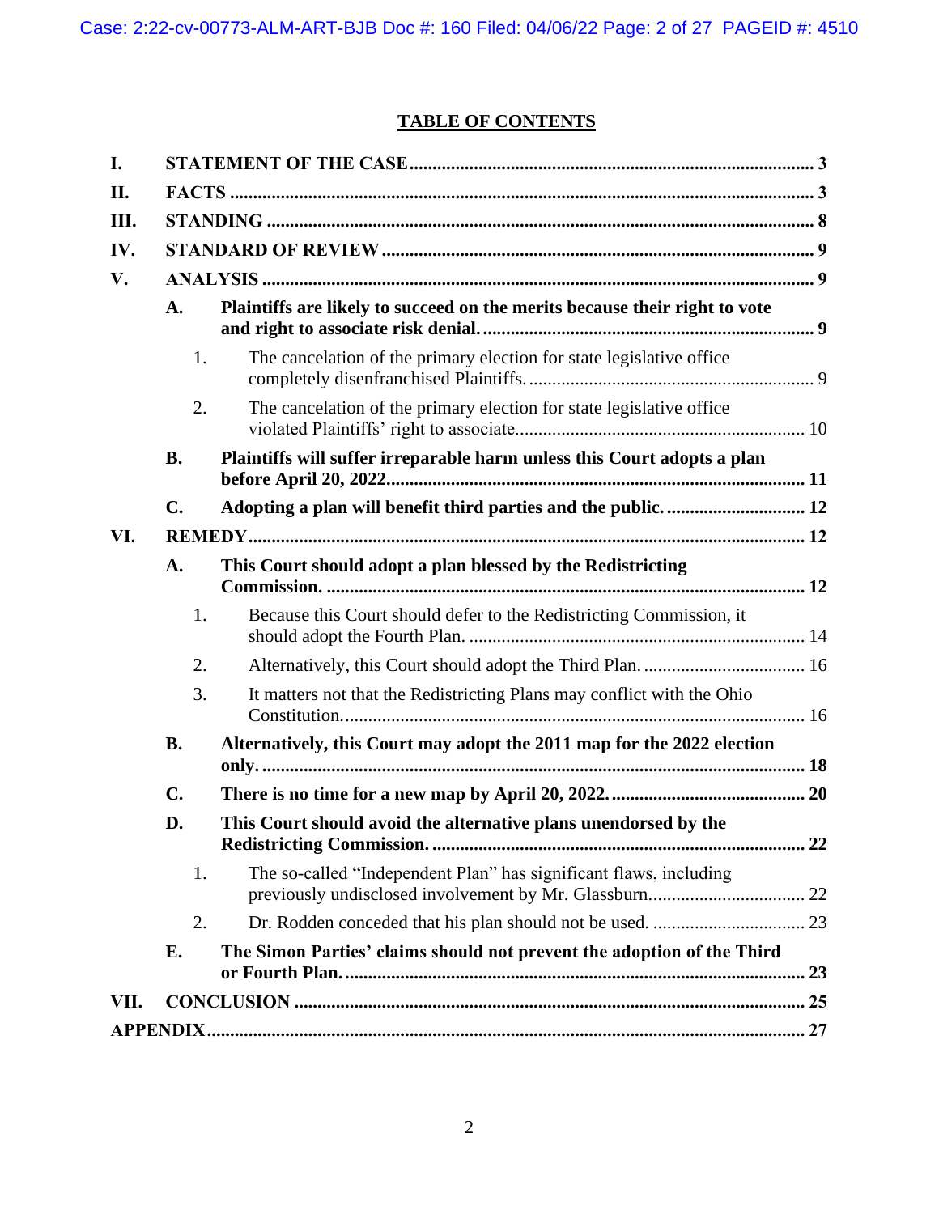## TABLE OF CONTENTS

- **I. STATEMENT OF THE CASE** ........ 3
- **II. FACTS** ........ 3
- **III. STANDING** ........ 8
- **IV. STANDARD OF REVIEW** ........ 9
- **V. ANALYSIS** ........ 9
  - **A. Plaintiffs are likely to succeed on the merits because their right to vote and right to associate risk denial.** ........ 9
    - 1. The cancelation of the primary election for state legislative office completely disenfranchised Plaintiffs. ........ 9
    - 2. The cancelation of the primary election for state legislative office violated Plaintiffs' right to associate. ........ 10
  - **B. Plaintiffs will suffer irreparable harm unless this Court adopts a plan before April 20, 2022.** ........ 11
  - **C. Adopting a plan will benefit third parties and the public.** ........ 12
- **VI. REMEDY** ........ 12
  - **A. This Court should adopt a plan blessed by the Redistricting Commission.** ........ 12
    - 1. Because this Court should defer to the Redistricting Commission, it should adopt the Fourth Plan. ........ 14
    - 2. Alternatively, this Court should adopt the Third Plan. ........ 16
    - 3. It matters not that the Redistricting Plans may conflict with the Ohio Constitution. ........ 16
  - **B. Alternatively, this Court may adopt the 2011 map for the 2022 election only.** ........ 18
  - **C. There is no time for a new map by April 20, 2022.** ........ 20
  - **D. This Court should avoid the alternative plans unendorsed by the Redistricting Commission.** ........ 22
    - 1. The so-called "Independent Plan" has significant flaws, including previously undisclosed involvement by Mr. Glassburn. ........ 22
    - 2. Dr. Rodden conceded that his plan should not be used. ........ 23
  - **E. The Simon Parties' claims should not prevent the adoption of the Third or Fourth Plan.** ........ 23
- **VII. CONCLUSION** ........ 25
- **APPENDIX** ........ 27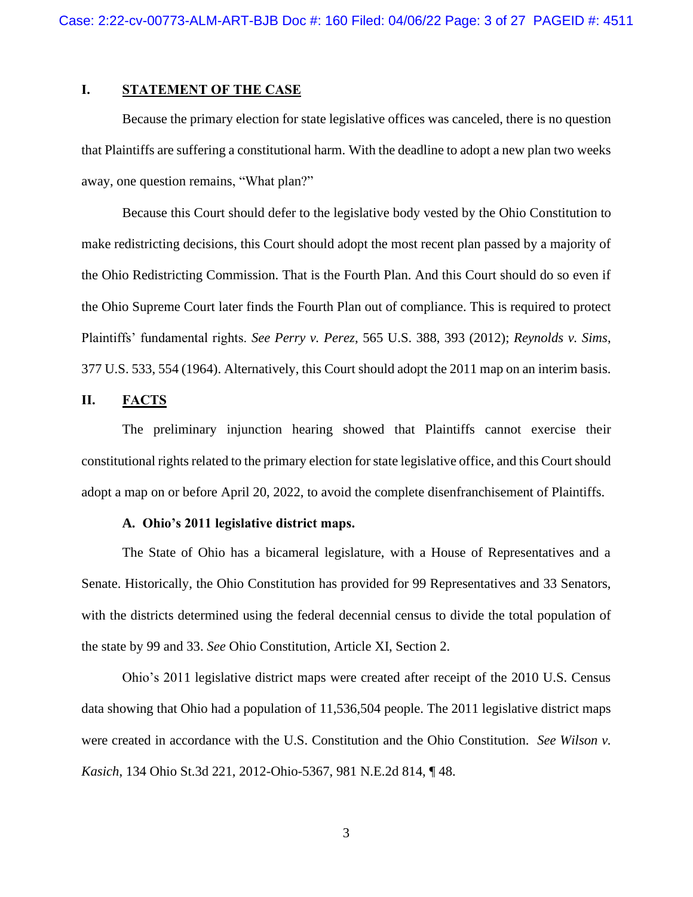## I. STATEMENT OF THE CASE

Because the primary election for state legislative offices was canceled, there is no question that Plaintiffs are suffering a constitutional harm. With the deadline to adopt a new plan two weeks away, one question remains, "What plan?"

Because this Court should defer to the legislative body vested by the Ohio Constitution to make redistricting decisions, this Court should adopt the most recent plan passed by a majority of the Ohio Redistricting Commission. That is the Fourth Plan. And this Court should do so even if the Ohio Supreme Court later finds the Fourth Plan out of compliance. This is required to protect Plaintiffs' fundamental rights. *See Perry v. Perez*, 565 U.S. 388, 393 (2012); *Reynolds v. Sims*, 377 U.S. 533, 554 (1964). Alternatively, this Court should adopt the 2011 map on an interim basis.

## II. FACTS

The preliminary injunction hearing showed that Plaintiffs cannot exercise their constitutional rights related to the primary election for state legislative office, and this Court should adopt a map on or before April 20, 2022, to avoid the complete disenfranchisement of Plaintiffs.

### A. Ohio's 2011 legislative district maps.

The State of Ohio has a bicameral legislature, with a House of Representatives and a Senate. Historically, the Ohio Constitution has provided for 99 Representatives and 33 Senators, with the districts determined using the federal decennial census to divide the total population of the state by 99 and 33. *See* Ohio Constitution, Article XI, Section 2.

Ohio's 2011 legislative district maps were created after receipt of the 2010 U.S. Census data showing that Ohio had a population of 11,536,504 people. The 2011 legislative district maps were created in accordance with the U.S. Constitution and the Ohio Constitution. *See Wilson v. Kasich*, 134 Ohio St.3d 221, 2012-Ohio-5367, 981 N.E.2d 814, ¶ 48.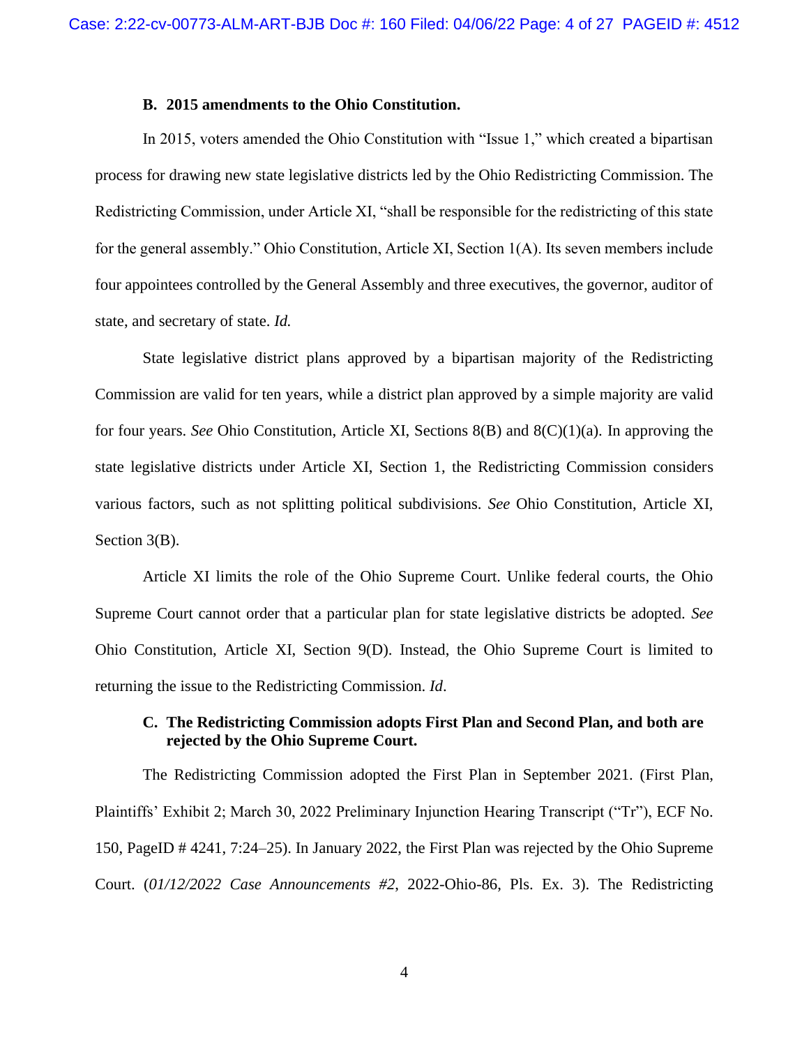### B. 2015 amendments to the Ohio Constitution.

In 2015, voters amended the Ohio Constitution with "Issue 1," which created a bipartisan process for drawing new state legislative districts led by the Ohio Redistricting Commission. The Redistricting Commission, under Article XI, "shall be responsible for the redistricting of this state for the general assembly." Ohio Constitution, Article XI, Section 1(A). Its seven members include four appointees controlled by the General Assembly and three executives, the governor, auditor of state, and secretary of state. *Id.*

State legislative district plans approved by a bipartisan majority of the Redistricting Commission are valid for ten years, while a district plan approved by a simple majority are valid for four years. *See* Ohio Constitution, Article XI, Sections 8(B) and 8(C)(1)(a). In approving the state legislative districts under Article XI, Section 1, the Redistricting Commission considers various factors, such as not splitting political subdivisions. *See* Ohio Constitution, Article XI, Section 3(B).

Article XI limits the role of the Ohio Supreme Court. Unlike federal courts, the Ohio Supreme Court cannot order that a particular plan for state legislative districts be adopted. *See* Ohio Constitution, Article XI, Section 9(D). Instead, the Ohio Supreme Court is limited to returning the issue to the Redistricting Commission. *Id*.

### C. The Redistricting Commission adopts First Plan and Second Plan, and both are rejected by the Ohio Supreme Court.

The Redistricting Commission adopted the First Plan in September 2021. (First Plan, Plaintiffs' Exhibit 2; March 30, 2022 Preliminary Injunction Hearing Transcript ("Tr"), ECF No. 150, PageID # 4241, 7:24–25). In January 2022, the First Plan was rejected by the Ohio Supreme Court. (*01/12/2022 Case Announcements #2,* 2022-Ohio-86, Pls. Ex. 3). The Redistricting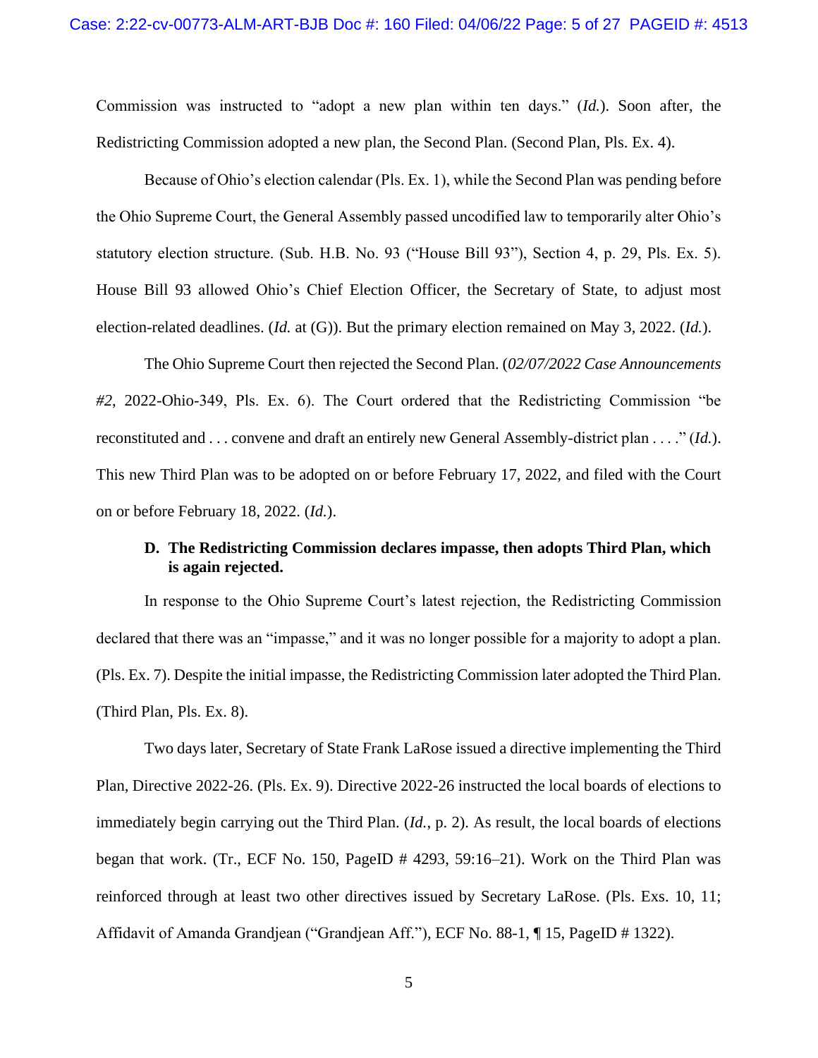Commission was instructed to "adopt a new plan within ten days." (*Id.*). Soon after, the Redistricting Commission adopted a new plan, the Second Plan. (Second Plan, Pls. Ex. 4).

Because of Ohio's election calendar (Pls. Ex. 1), while the Second Plan was pending before the Ohio Supreme Court, the General Assembly passed uncodified law to temporarily alter Ohio's statutory election structure. (Sub. H.B. No. 93 ("House Bill 93"), Section 4, p. 29, Pls. Ex. 5). House Bill 93 allowed Ohio's Chief Election Officer, the Secretary of State, to adjust most election-related deadlines. (*Id.* at (G)). But the primary election remained on May 3, 2022. (*Id.*).

The Ohio Supreme Court then rejected the Second Plan. (*02/07/2022 Case Announcements #2*, 2022-Ohio-349, Pls. Ex. 6). The Court ordered that the Redistricting Commission "be reconstituted and . . . convene and draft an entirely new General Assembly-district plan . . . ." (*Id.*). This new Third Plan was to be adopted on or before February 17, 2022, and filed with the Court on or before February 18, 2022. (*Id.*).

**D. The Redistricting Commission declares impasse, then adopts Third Plan, which is again rejected.**

In response to the Ohio Supreme Court's latest rejection, the Redistricting Commission declared that there was an "impasse," and it was no longer possible for a majority to adopt a plan. (Pls. Ex. 7). Despite the initial impasse, the Redistricting Commission later adopted the Third Plan. (Third Plan, Pls. Ex. 8).

Two days later, Secretary of State Frank LaRose issued a directive implementing the Third Plan, Directive 2022-26. (Pls. Ex. 9). Directive 2022-26 instructed the local boards of elections to immediately begin carrying out the Third Plan. (*Id.*, p. 2). As result, the local boards of elections began that work. (Tr., ECF No. 150, PageID # 4293, 59:16–21). Work on the Third Plan was reinforced through at least two other directives issued by Secretary LaRose. (Pls. Exs. 10, 11; Affidavit of Amanda Grandjean ("Grandjean Aff."), ECF No. 88-1, ¶ 15, PageID # 1322).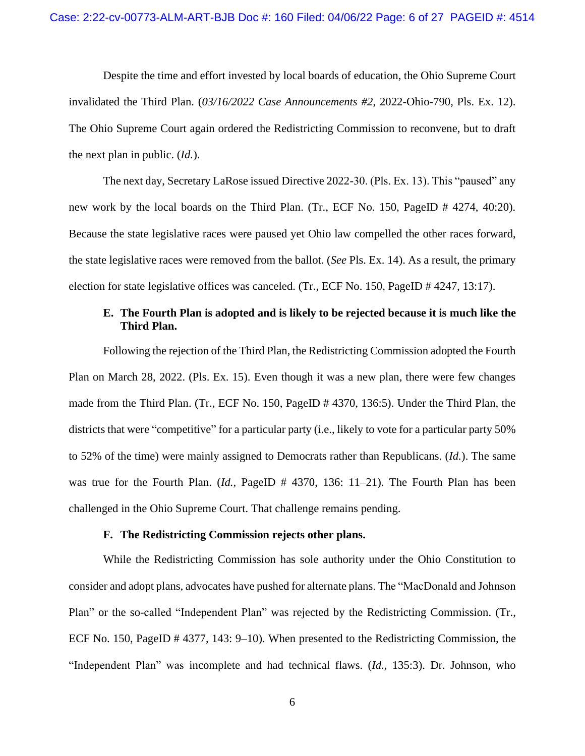Despite the time and effort invested by local boards of education, the Ohio Supreme Court invalidated the Third Plan. (*03/16/2022 Case Announcements #2*, 2022-Ohio-790, Pls. Ex. 12). The Ohio Supreme Court again ordered the Redistricting Commission to reconvene, but to draft the next plan in public. (*Id.*).

The next day, Secretary LaRose issued Directive 2022-30. (Pls. Ex. 13). This "paused" any new work by the local boards on the Third Plan. (Tr., ECF No. 150, PageID # 4274, 40:20). Because the state legislative races were paused yet Ohio law compelled the other races forward, the state legislative races were removed from the ballot. (*See* Pls. Ex. 14). As a result, the primary election for state legislative offices was canceled. (Tr., ECF No. 150, PageID # 4247, 13:17).

### E. The Fourth Plan is adopted and is likely to be rejected because it is much like the Third Plan.

Following the rejection of the Third Plan, the Redistricting Commission adopted the Fourth Plan on March 28, 2022. (Pls. Ex. 15). Even though it was a new plan, there were few changes made from the Third Plan. (Tr., ECF No. 150, PageID # 4370, 136:5). Under the Third Plan, the districts that were "competitive" for a particular party (i.e., likely to vote for a particular party 50% to 52% of the time) were mainly assigned to Democrats rather than Republicans. (*Id.*). The same was true for the Fourth Plan. (*Id.*, PageID # 4370, 136: 11–21). The Fourth Plan has been challenged in the Ohio Supreme Court. That challenge remains pending.

### F. The Redistricting Commission rejects other plans.

While the Redistricting Commission has sole authority under the Ohio Constitution to consider and adopt plans, advocates have pushed for alternate plans. The "MacDonald and Johnson Plan" or the so-called "Independent Plan" was rejected by the Redistricting Commission. (Tr., ECF No. 150, PageID # 4377, 143: 9–10). When presented to the Redistricting Commission, the "Independent Plan" was incomplete and had technical flaws. (*Id.*, 135:3). Dr. Johnson, who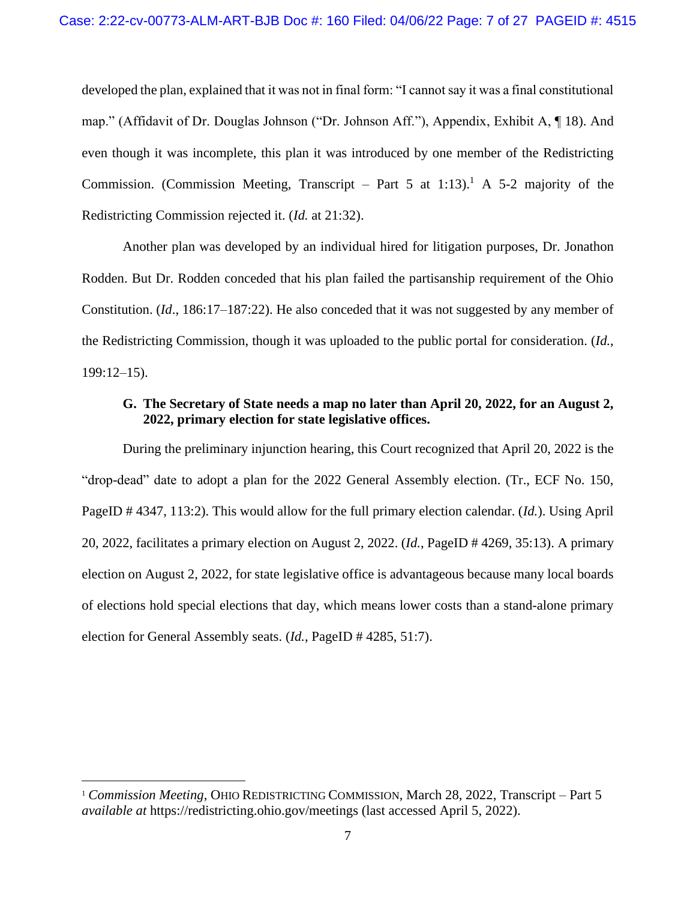developed the plan, explained that it was not in final form: "I cannot say it was a final constitutional map." (Affidavit of Dr. Douglas Johnson ("Dr. Johnson Aff."), Appendix, Exhibit A, ¶ 18). And even though it was incomplete, this plan it was introduced by one member of the Redistricting Commission. (Commission Meeting, Transcript – Part 5 at 1:13).[1] A 5-2 majority of the Redistricting Commission rejected it. (*Id.* at 21:32).

Another plan was developed by an individual hired for litigation purposes, Dr. Jonathon Rodden. But Dr. Rodden conceded that his plan failed the partisanship requirement of the Ohio Constitution. (*Id*., 186:17–187:22). He also conceded that it was not suggested by any member of the Redistricting Commission, though it was uploaded to the public portal for consideration. (*Id.*, 199:12–15).

### G. The Secretary of State needs a map no later than April 20, 2022, for an August 2, 2022, primary election for state legislative offices.

During the preliminary injunction hearing, this Court recognized that April 20, 2022 is the "drop-dead" date to adopt a plan for the 2022 General Assembly election. (Tr., ECF No. 150, PageID # 4347, 113:2). This would allow for the full primary election calendar. (*Id.*). Using April 20, 2022, facilitates a primary election on August 2, 2022. (*Id.*, PageID # 4269, 35:13). A primary election on August 2, 2022, for state legislative office is advantageous because many local boards of elections hold special elections that day, which means lower costs than a stand-alone primary election for General Assembly seats. (*Id.*, PageID # 4285, 51:7).

---

[1] *Commission Meeting*, OHIO REDISTRICTING COMMISSION, March 28, 2022, Transcript – Part 5 *available at* https://redistricting.ohio.gov/meetings (last accessed April 5, 2022).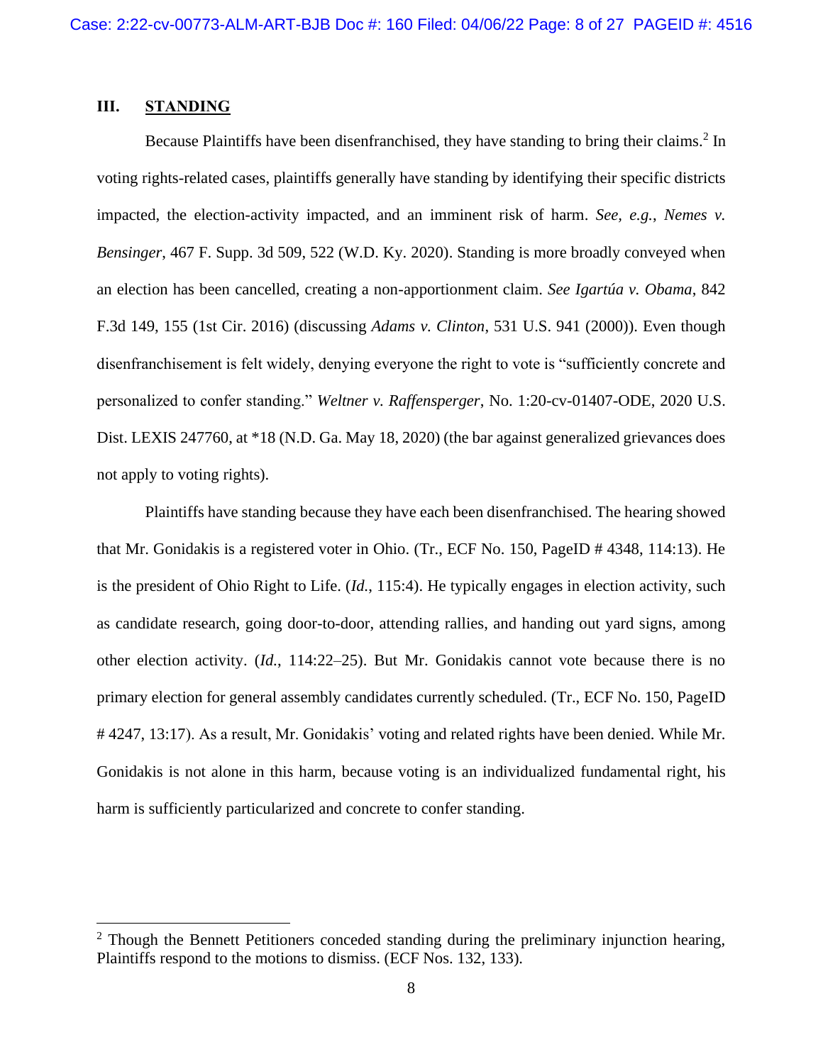## III. STANDING

Because Plaintiffs have been disenfranchised, they have standing to bring their claims.[2] In voting rights-related cases, plaintiffs generally have standing by identifying their specific districts impacted, the election-activity impacted, and an imminent risk of harm. *See, e.g.*, *Nemes v. Bensinger*, 467 F. Supp. 3d 509, 522 (W.D. Ky. 2020). Standing is more broadly conveyed when an election has been cancelled, creating a non-apportionment claim. *See Igartúa v. Obama*, 842 F.3d 149, 155 (1st Cir. 2016) (discussing *Adams v. Clinton*, 531 U.S. 941 (2000)). Even though disenfranchisement is felt widely, denying everyone the right to vote is "sufficiently concrete and personalized to confer standing." *Weltner v. Raffensperger*, No. 1:20-cv-01407-ODE, 2020 U.S. Dist. LEXIS 247760, at *18 (N.D. Ga. May 18, 2020) (the bar against generalized grievances does not apply to voting rights).

Plaintiffs have standing because they have each been disenfranchised. The hearing showed that Mr. Gonidakis is a registered voter in Ohio. (Tr., ECF No. 150, PageID # 4348, 114:13). He is the president of Ohio Right to Life. (*Id.*, 115:4). He typically engages in election activity, such as candidate research, going door-to-door, attending rallies, and handing out yard signs, among other election activity. (*Id.*, 114:22–25). But Mr. Gonidakis cannot vote because there is no primary election for general assembly candidates currently scheduled. (Tr., ECF No. 150, PageID # 4247, 13:17). As a result, Mr. Gonidakis' voting and related rights have been denied. While Mr. Gonidakis is not alone in this harm, because voting is an individualized fundamental right, his harm is sufficiently particularized and concrete to confer standing.

---

[2] Though the Bennett Petitioners conceded standing during the preliminary injunction hearing, Plaintiffs respond to the motions to dismiss. (ECF Nos. 132, 133).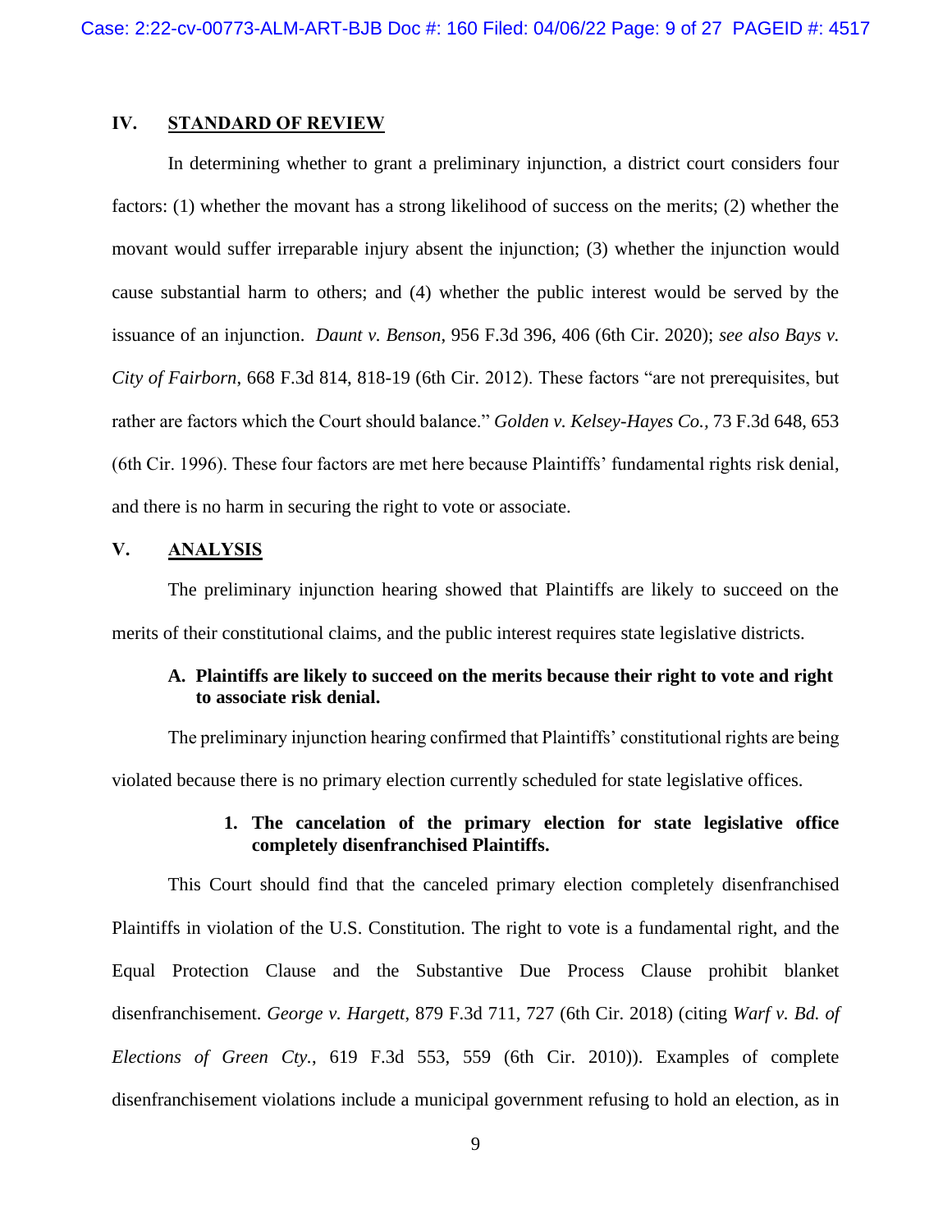## IV. STANDARD OF REVIEW

In determining whether to grant a preliminary injunction, a district court considers four factors: (1) whether the movant has a strong likelihood of success on the merits; (2) whether the movant would suffer irreparable injury absent the injunction; (3) whether the injunction would cause substantial harm to others; and (4) whether the public interest would be served by the issuance of an injunction. *Daunt v. Benson*, 956 F.3d 396, 406 (6th Cir. 2020); *see also Bays v. City of Fairborn*, 668 F.3d 814, 818-19 (6th Cir. 2012). These factors "are not prerequisites, but rather are factors which the Court should balance." *Golden v. Kelsey-Hayes Co.*, 73 F.3d 648, 653 (6th Cir. 1996). These four factors are met here because Plaintiffs' fundamental rights risk denial, and there is no harm in securing the right to vote or associate.

## V. ANALYSIS

The preliminary injunction hearing showed that Plaintiffs are likely to succeed on the merits of their constitutional claims, and the public interest requires state legislative districts.

### A. Plaintiffs are likely to succeed on the merits because their right to vote and right to associate risk denial.

The preliminary injunction hearing confirmed that Plaintiffs' constitutional rights are being violated because there is no primary election currently scheduled for state legislative offices.

#### 1. The cancelation of the primary election for state legislative office completely disenfranchised Plaintiffs.

This Court should find that the canceled primary election completely disenfranchised Plaintiffs in violation of the U.S. Constitution. The right to vote is a fundamental right, and the Equal Protection Clause and the Substantive Due Process Clause prohibit blanket disenfranchisement. *George v. Hargett*, 879 F.3d 711, 727 (6th Cir. 2018) (citing *Warf v. Bd. of Elections of Green Cty.*, 619 F.3d 553, 559 (6th Cir. 2010)). Examples of complete disenfranchisement violations include a municipal government refusing to hold an election, as in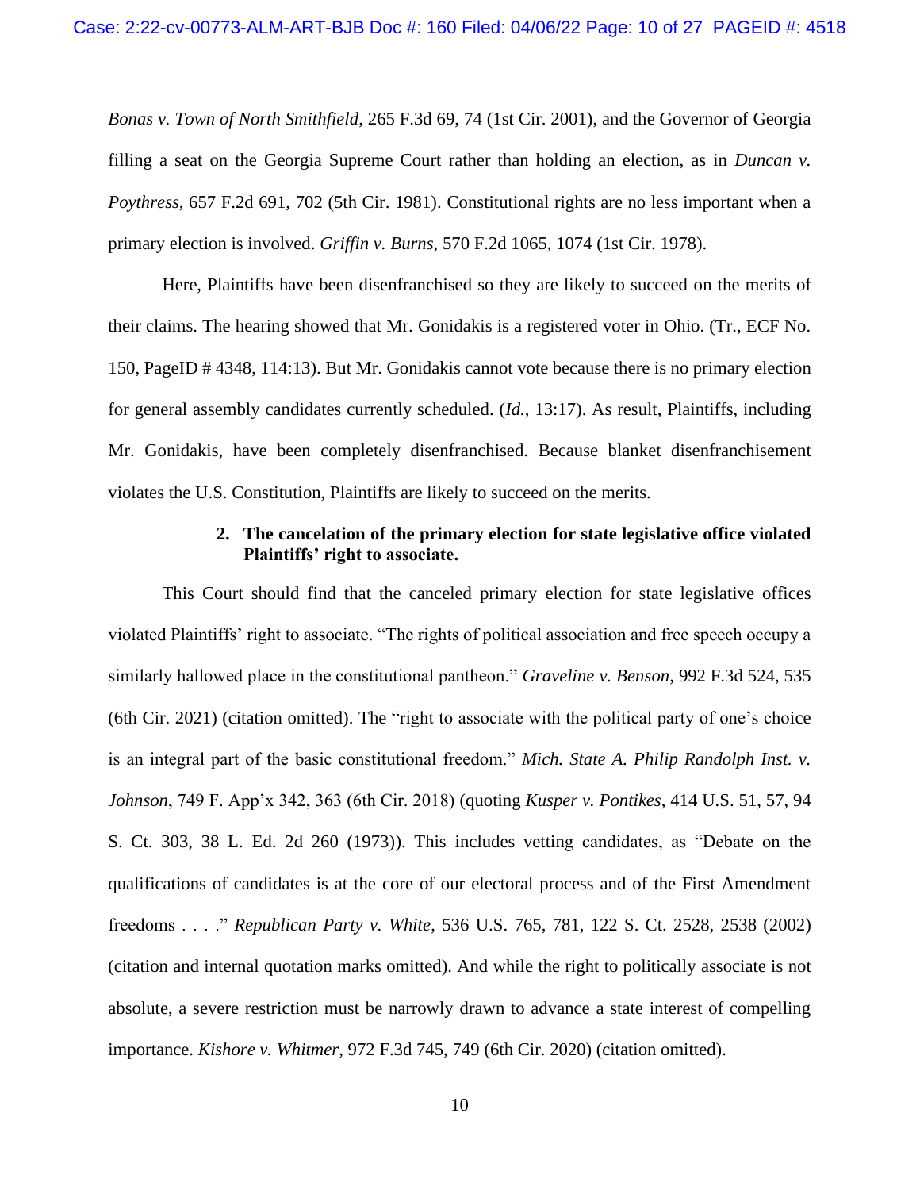*Bonas v. Town of North Smithfield*, 265 F.3d 69, 74 (1st Cir. 2001), and the Governor of Georgia filling a seat on the Georgia Supreme Court rather than holding an election, as in *Duncan v. Poythress*, 657 F.2d 691, 702 (5th Cir. 1981). Constitutional rights are no less important when a primary election is involved. *Griffin v. Burns*, 570 F.2d 1065, 1074 (1st Cir. 1978).

Here, Plaintiffs have been disenfranchised so they are likely to succeed on the merits of their claims. The hearing showed that Mr. Gonidakis is a registered voter in Ohio. (Tr., ECF No. 150, PageID # 4348, 114:13). But Mr. Gonidakis cannot vote because there is no primary election for general assembly candidates currently scheduled. (*Id.*, 13:17). As result, Plaintiffs, including Mr. Gonidakis, have been completely disenfranchised. Because blanket disenfranchisement violates the U.S. Constitution, Plaintiffs are likely to succeed on the merits.

### 2. The cancelation of the primary election for state legislative office violated Plaintiffs' right to associate.

This Court should find that the canceled primary election for state legislative offices violated Plaintiffs' right to associate. "The rights of political association and free speech occupy a similarly hallowed place in the constitutional pantheon." *Graveline v. Benson*, 992 F.3d 524, 535 (6th Cir. 2021) (citation omitted). The "right to associate with the political party of one's choice is an integral part of the basic constitutional freedom." *Mich. State A. Philip Randolph Inst. v. Johnson*, 749 F. App'x 342, 363 (6th Cir. 2018) (quoting *Kusper v. Pontikes*, 414 U.S. 51, 57, 94 S. Ct. 303, 38 L. Ed. 2d 260 (1973)). This includes vetting candidates, as "Debate on the qualifications of candidates is at the core of our electoral process and of the First Amendment freedoms . . . ." *Republican Party v. White*, 536 U.S. 765, 781, 122 S. Ct. 2528, 2538 (2002) (citation and internal quotation marks omitted). And while the right to politically associate is not absolute, a severe restriction must be narrowly drawn to advance a state interest of compelling importance. *Kishore v. Whitmer*, 972 F.3d 745, 749 (6th Cir. 2020) (citation omitted).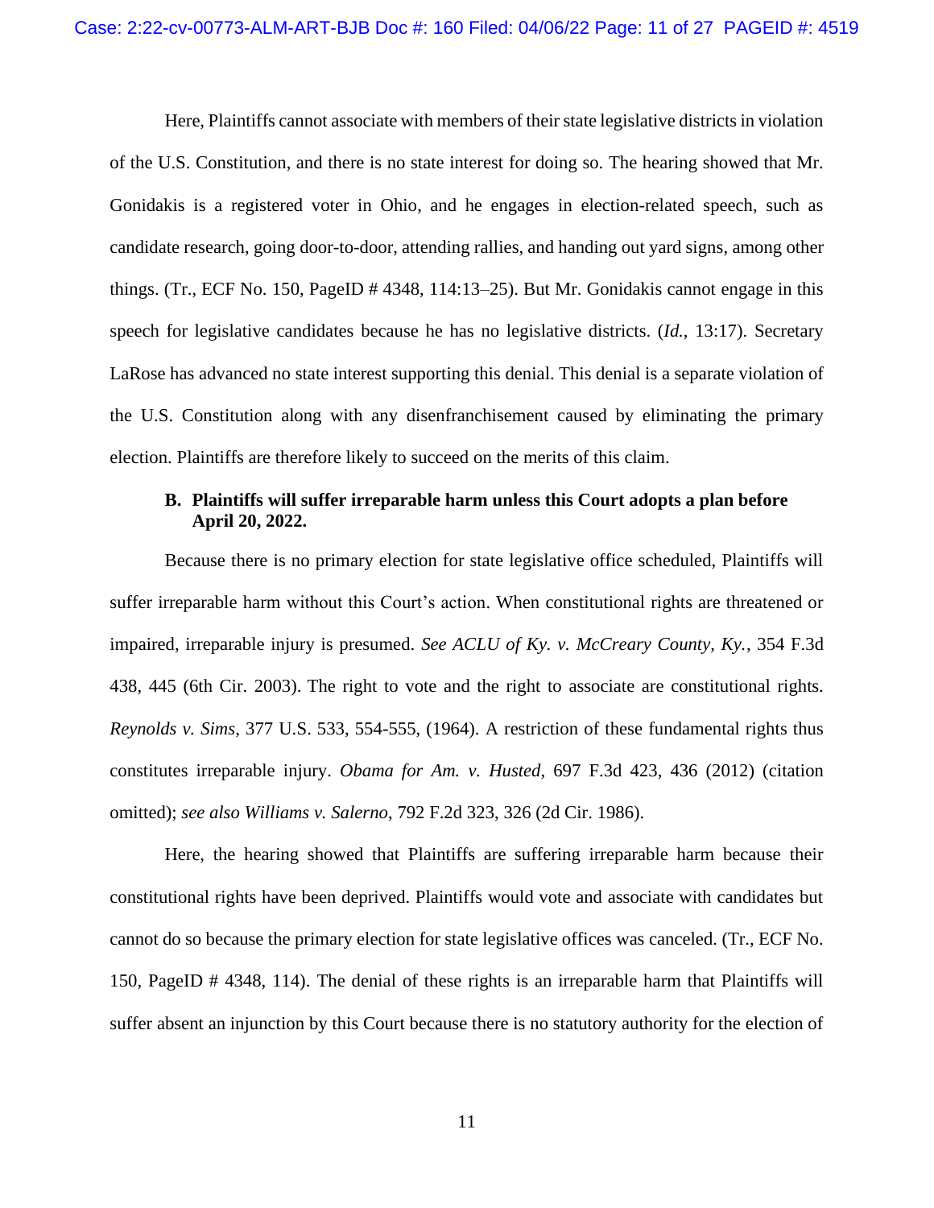Here, Plaintiffs cannot associate with members of their state legislative districts in violation of the U.S. Constitution, and there is no state interest for doing so. The hearing showed that Mr. Gonidakis is a registered voter in Ohio, and he engages in election-related speech, such as candidate research, going door-to-door, attending rallies, and handing out yard signs, among other things. (Tr., ECF No. 150, PageID # 4348, 114:13–25). But Mr. Gonidakis cannot engage in this speech for legislative candidates because he has no legislative districts. (*Id.*, 13:17). Secretary LaRose has advanced no state interest supporting this denial. This denial is a separate violation of the U.S. Constitution along with any disenfranchisement caused by eliminating the primary election. Plaintiffs are therefore likely to succeed on the merits of this claim.

### B. Plaintiffs will suffer irreparable harm unless this Court adopts a plan before April 20, 2022.

Because there is no primary election for state legislative office scheduled, Plaintiffs will suffer irreparable harm without this Court's action. When constitutional rights are threatened or impaired, irreparable injury is presumed. *See ACLU of Ky. v. McCreary County, Ky.*, 354 F.3d 438, 445 (6th Cir. 2003). The right to vote and the right to associate are constitutional rights. *Reynolds v. Sims*, 377 U.S. 533, 554-555, (1964). A restriction of these fundamental rights thus constitutes irreparable injury. *Obama for Am. v. Husted*, 697 F.3d 423, 436 (2012) (citation omitted); *see also Williams v. Salerno*, 792 F.2d 323, 326 (2d Cir. 1986).

Here, the hearing showed that Plaintiffs are suffering irreparable harm because their constitutional rights have been deprived. Plaintiffs would vote and associate with candidates but cannot do so because the primary election for state legislative offices was canceled. (Tr., ECF No. 150, PageID # 4348, 114). The denial of these rights is an irreparable harm that Plaintiffs will suffer absent an injunction by this Court because there is no statutory authority for the election of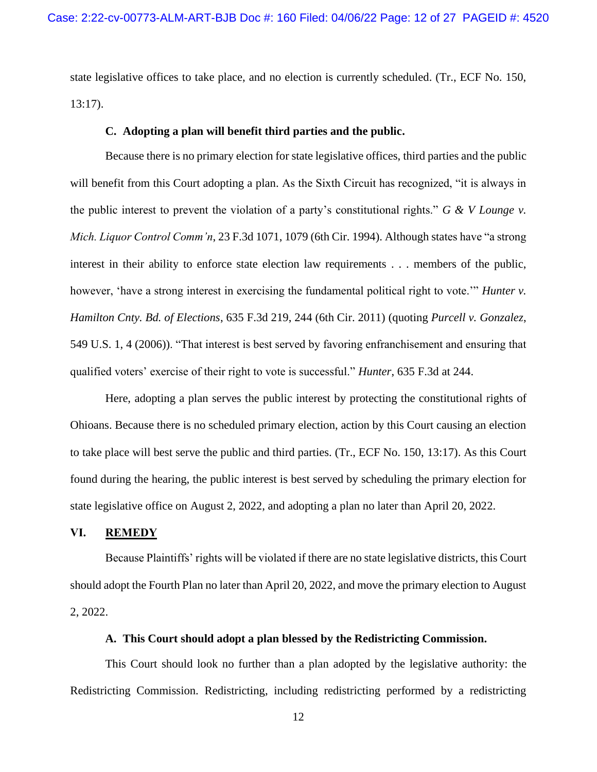state legislative offices to take place, and no election is currently scheduled. (Tr., ECF No. 150, 13:17).

### C. Adopting a plan will benefit third parties and the public.

Because there is no primary election for state legislative offices, third parties and the public will benefit from this Court adopting a plan. As the Sixth Circuit has recognized, "it is always in the public interest to prevent the violation of a party's constitutional rights." *G & V Lounge v. Mich. Liquor Control Comm'n*, 23 F.3d 1071, 1079 (6th Cir. 1994). Although states have "a strong interest in their ability to enforce state election law requirements . . . members of the public, however, 'have a strong interest in exercising the fundamental political right to vote.'" *Hunter v. Hamilton Cnty. Bd. of Elections*, 635 F.3d 219, 244 (6th Cir. 2011) (quoting *Purcell v. Gonzalez*, 549 U.S. 1, 4 (2006)). "That interest is best served by favoring enfranchisement and ensuring that qualified voters' exercise of their right to vote is successful." *Hunter*, 635 F.3d at 244.

Here, adopting a plan serves the public interest by protecting the constitutional rights of Ohioans. Because there is no scheduled primary election, action by this Court causing an election to take place will best serve the public and third parties. (Tr., ECF No. 150, 13:17). As this Court found during the hearing, the public interest is best served by scheduling the primary election for state legislative office on August 2, 2022, and adopting a plan no later than April 20, 2022.

## VI. <u>REMEDY</u>

Because Plaintiffs' rights will be violated if there are no state legislative districts, this Court should adopt the Fourth Plan no later than April 20, 2022, and move the primary election to August 2, 2022.

### A. This Court should adopt a plan blessed by the Redistricting Commission.

This Court should look no further than a plan adopted by the legislative authority: the Redistricting Commission. Redistricting, including redistricting performed by a redistricting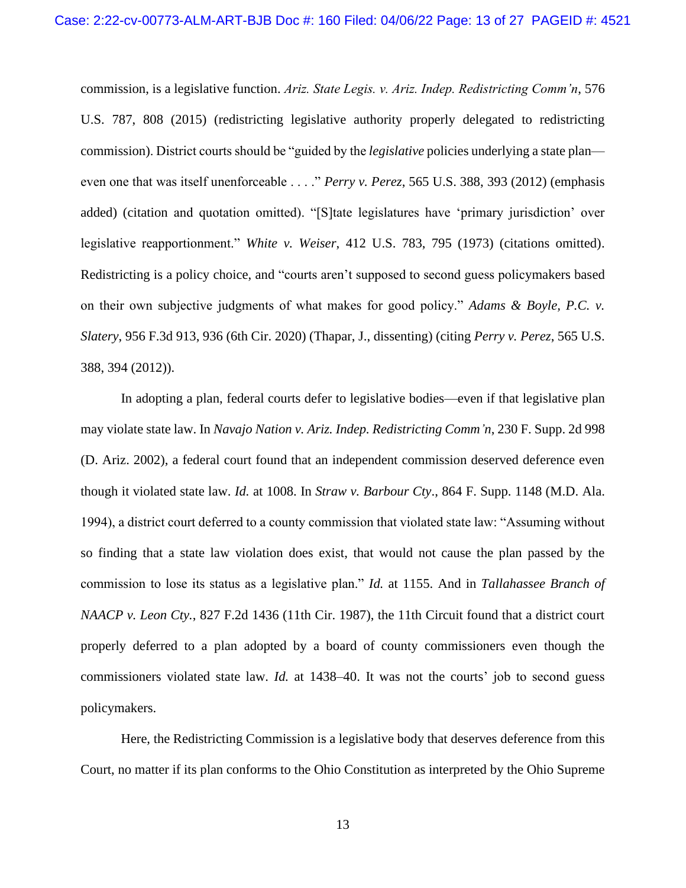commission, is a legislative function. *Ariz. State Legis. v. Ariz. Indep. Redistricting Comm'n*, 576 U.S. 787, 808 (2015) (redistricting legislative authority properly delegated to redistricting commission). District courts should be "guided by the *legislative* policies underlying a state plan—even one that was itself unenforceable . . . ." *Perry v. Perez*, 565 U.S. 388, 393 (2012) (emphasis added) (citation and quotation omitted). "[S]tate legislatures have 'primary jurisdiction' over legislative reapportionment." *White v. Weiser*, 412 U.S. 783, 795 (1973) (citations omitted). Redistricting is a policy choice, and "courts aren't supposed to second guess policymakers based on their own subjective judgments of what makes for good policy." *Adams & Boyle, P.C. v. Slatery*, 956 F.3d 913, 936 (6th Cir. 2020) (Thapar, J., dissenting) (citing *Perry v. Perez*, 565 U.S. 388, 394 (2012)).

In adopting a plan, federal courts defer to legislative bodies—even if that legislative plan may violate state law. In *Navajo Nation v. Ariz. Indep. Redistricting Comm'n*, 230 F. Supp. 2d 998 (D. Ariz. 2002), a federal court found that an independent commission deserved deference even though it violated state law. *Id.* at 1008. In *Straw v. Barbour Cty*., 864 F. Supp. 1148 (M.D. Ala. 1994), a district court deferred to a county commission that violated state law: "Assuming without so finding that a state law violation does exist, that would not cause the plan passed by the commission to lose its status as a legislative plan." *Id.* at 1155. And in *Tallahassee Branch of NAACP v. Leon Cty.*, 827 F.2d 1436 (11th Cir. 1987), the 11th Circuit found that a district court properly deferred to a plan adopted by a board of county commissioners even though the commissioners violated state law. *Id.* at 1438–40. It was not the courts' job to second guess policymakers.

Here, the Redistricting Commission is a legislative body that deserves deference from this Court, no matter if its plan conforms to the Ohio Constitution as interpreted by the Ohio Supreme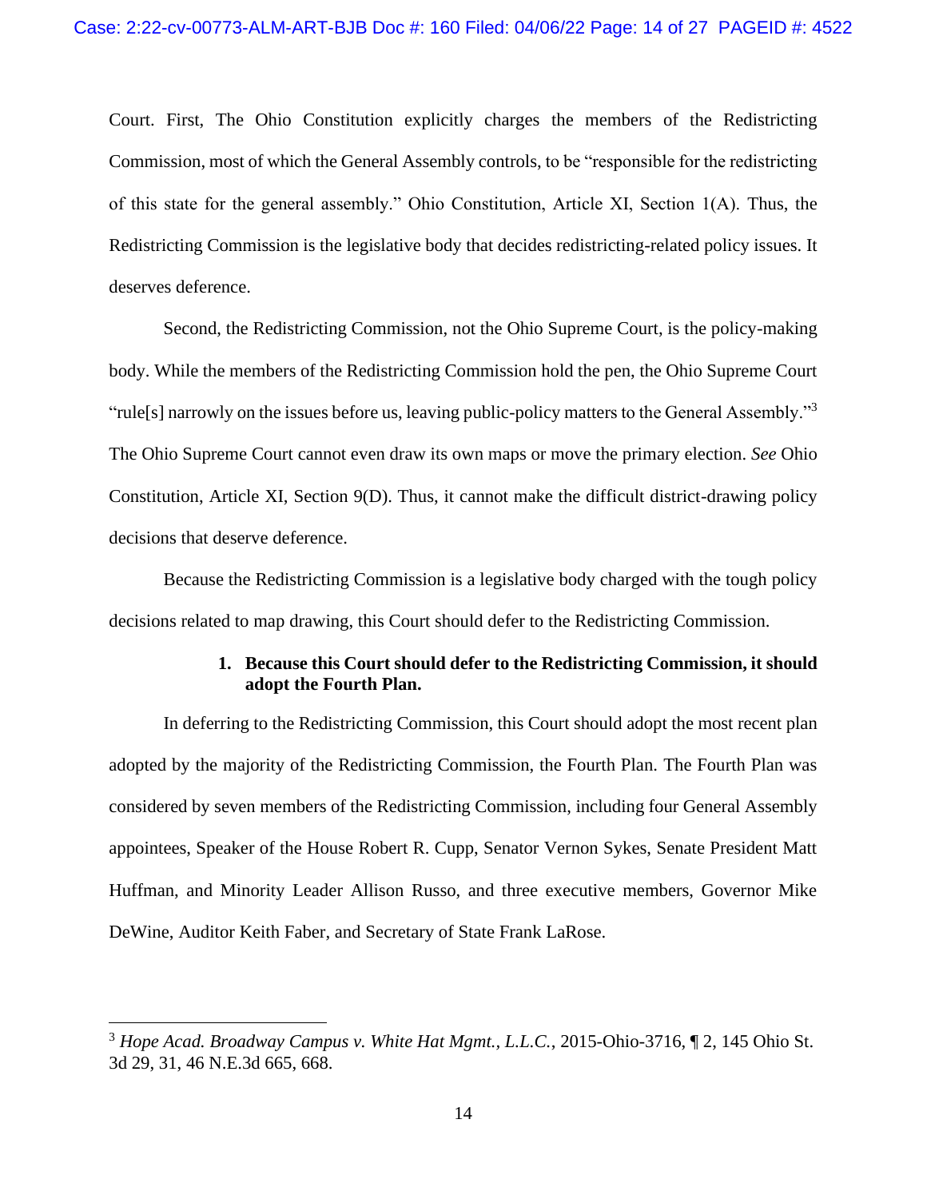Court. First, The Ohio Constitution explicitly charges the members of the Redistricting Commission, most of which the General Assembly controls, to be "responsible for the redistricting of this state for the general assembly." Ohio Constitution, Article XI, Section 1(A). Thus, the Redistricting Commission is the legislative body that decides redistricting-related policy issues. It deserves deference.

Second, the Redistricting Commission, not the Ohio Supreme Court, is the policy-making body. While the members of the Redistricting Commission hold the pen, the Ohio Supreme Court "rule[s] narrowly on the issues before us, leaving public-policy matters to the General Assembly."[3] The Ohio Supreme Court cannot even draw its own maps or move the primary election. *See* Ohio Constitution, Article XI, Section 9(D). Thus, it cannot make the difficult district-drawing policy decisions that deserve deference.

Because the Redistricting Commission is a legislative body charged with the tough policy decisions related to map drawing, this Court should defer to the Redistricting Commission.

**1. Because this Court should defer to the Redistricting Commission, it should adopt the Fourth Plan.**

In deferring to the Redistricting Commission, this Court should adopt the most recent plan adopted by the majority of the Redistricting Commission, the Fourth Plan. The Fourth Plan was considered by seven members of the Redistricting Commission, including four General Assembly appointees, Speaker of the House Robert R. Cupp, Senator Vernon Sykes, Senate President Matt Huffman, and Minority Leader Allison Russo, and three executive members, Governor Mike DeWine, Auditor Keith Faber, and Secretary of State Frank LaRose.

---

[3] *Hope Acad. Broadway Campus v. White Hat Mgmt., L.L.C.*, 2015-Ohio-3716, ¶ 2, 145 Ohio St. 3d 29, 31, 46 N.E.3d 665, 668.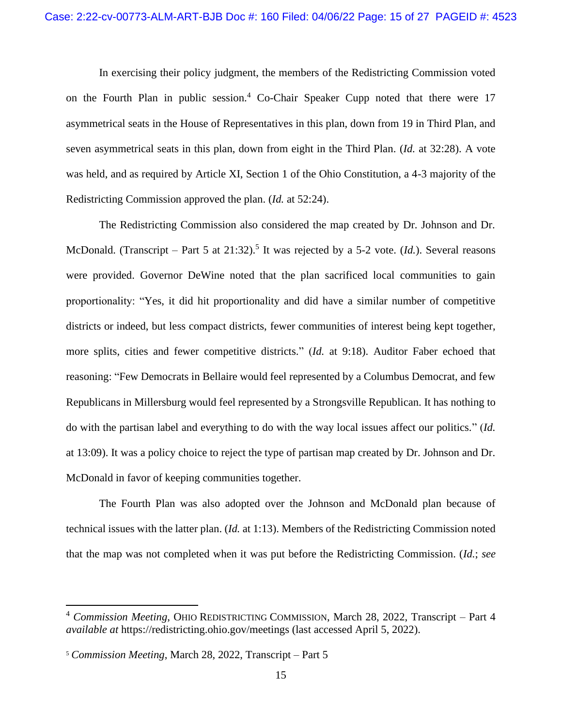In exercising their policy judgment, the members of the Redistricting Commission voted on the Fourth Plan in public session.[4] Co-Chair Speaker Cupp noted that there were 17 asymmetrical seats in the House of Representatives in this plan, down from 19 in Third Plan, and seven asymmetrical seats in this plan, down from eight in the Third Plan. (*Id.* at 32:28). A vote was held, and as required by Article XI, Section 1 of the Ohio Constitution, a 4-3 majority of the Redistricting Commission approved the plan. (*Id.* at 52:24).

The Redistricting Commission also considered the map created by Dr. Johnson and Dr. McDonald. (Transcript – Part 5 at 21:32).[5] It was rejected by a 5-2 vote. (*Id.*). Several reasons were provided. Governor DeWine noted that the plan sacrificed local communities to gain proportionality: "Yes, it did hit proportionality and did have a similar number of competitive districts or indeed, but less compact districts, fewer communities of interest being kept together, more splits, cities and fewer competitive districts." (*Id.* at 9:18). Auditor Faber echoed that reasoning: "Few Democrats in Bellaire would feel represented by a Columbus Democrat, and few Republicans in Millersburg would feel represented by a Strongsville Republican. It has nothing to do with the partisan label and everything to do with the way local issues affect our politics." (*Id.* at 13:09). It was a policy choice to reject the type of partisan map created by Dr. Johnson and Dr. McDonald in favor of keeping communities together.

The Fourth Plan was also adopted over the Johnson and McDonald plan because of technical issues with the latter plan. (*Id.* at 1:13). Members of the Redistricting Commission noted that the map was not completed when it was put before the Redistricting Commission. (*Id.*; *see*

---

[4] *Commission Meeting*, OHIO REDISTRICTING COMMISSION, March 28, 2022, Transcript – Part 4 *available at* https://redistricting.ohio.gov/meetings (last accessed April 5, 2022).

[5] *Commission Meeting*, March 28, 2022, Transcript – Part 5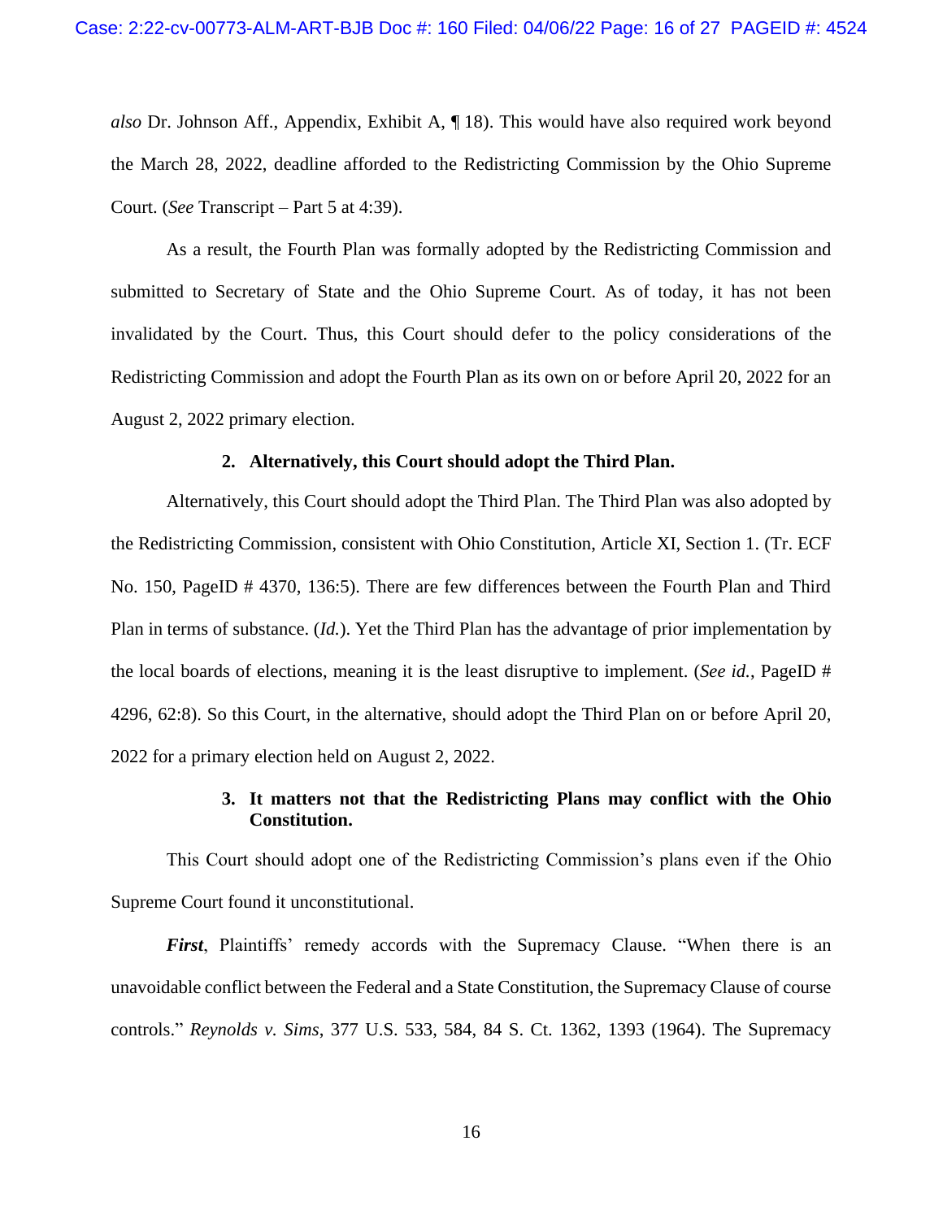*also* Dr. Johnson Aff., Appendix, Exhibit A, ¶ 18). This would have also required work beyond the March 28, 2022, deadline afforded to the Redistricting Commission by the Ohio Supreme Court. (*See* Transcript – Part 5 at 4:39).

As a result, the Fourth Plan was formally adopted by the Redistricting Commission and submitted to Secretary of State and the Ohio Supreme Court. As of today, it has not been invalidated by the Court. Thus, this Court should defer to the policy considerations of the Redistricting Commission and adopt the Fourth Plan as its own on or before April 20, 2022 for an August 2, 2022 primary election.

**2. Alternatively, this Court should adopt the Third Plan.**

Alternatively, this Court should adopt the Third Plan. The Third Plan was also adopted by the Redistricting Commission, consistent with Ohio Constitution, Article XI, Section 1. (Tr. ECF No. 150, PageID # 4370, 136:5). There are few differences between the Fourth Plan and Third Plan in terms of substance. (*Id.*). Yet the Third Plan has the advantage of prior implementation by the local boards of elections, meaning it is the least disruptive to implement. (*See id.*, PageID # 4296, 62:8). So this Court, in the alternative, should adopt the Third Plan on or before April 20, 2022 for a primary election held on August 2, 2022.

**3. It matters not that the Redistricting Plans may conflict with the Ohio Constitution.**

This Court should adopt one of the Redistricting Commission's plans even if the Ohio Supreme Court found it unconstitutional.

***First***, Plaintiffs' remedy accords with the Supremacy Clause. "When there is an unavoidable conflict between the Federal and a State Constitution, the Supremacy Clause of course controls." *Reynolds v. Sims*, 377 U.S. 533, 584, 84 S. Ct. 1362, 1393 (1964). The Supremacy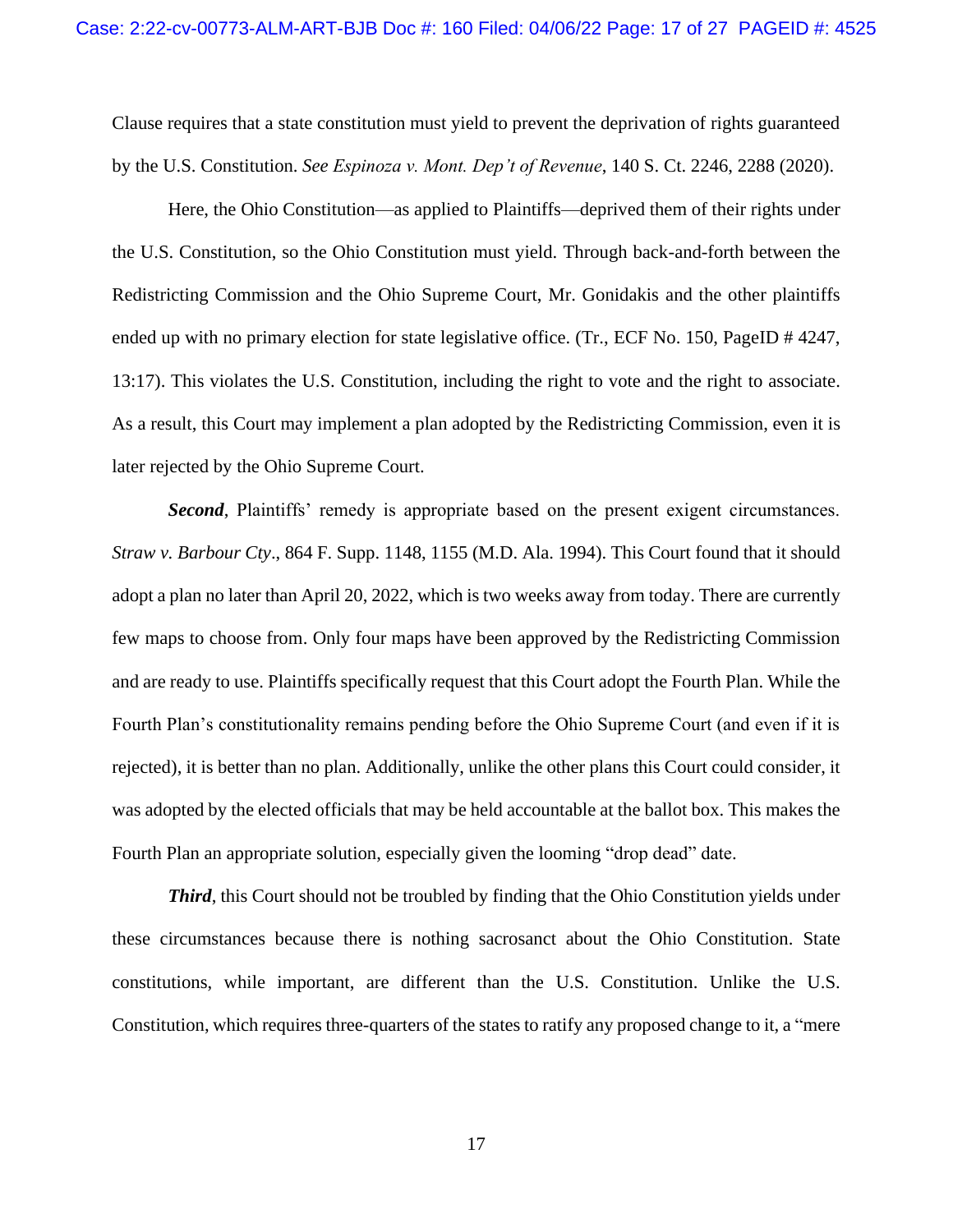Clause requires that a state constitution must yield to prevent the deprivation of rights guaranteed by the U.S. Constitution. *See Espinoza v. Mont. Dep't of Revenue*, 140 S. Ct. 2246, 2288 (2020).

Here, the Ohio Constitution—as applied to Plaintiffs—deprived them of their rights under the U.S. Constitution, so the Ohio Constitution must yield. Through back-and-forth between the Redistricting Commission and the Ohio Supreme Court, Mr. Gonidakis and the other plaintiffs ended up with no primary election for state legislative office. (Tr., ECF No. 150, PageID # 4247, 13:17). This violates the U.S. Constitution, including the right to vote and the right to associate. As a result, this Court may implement a plan adopted by the Redistricting Commission, even it is later rejected by the Ohio Supreme Court.

***Second***, Plaintiffs' remedy is appropriate based on the present exigent circumstances. *Straw v. Barbour Cty*., 864 F. Supp. 1148, 1155 (M.D. Ala. 1994). This Court found that it should adopt a plan no later than April 20, 2022, which is two weeks away from today. There are currently few maps to choose from. Only four maps have been approved by the Redistricting Commission and are ready to use. Plaintiffs specifically request that this Court adopt the Fourth Plan. While the Fourth Plan's constitutionality remains pending before the Ohio Supreme Court (and even if it is rejected), it is better than no plan. Additionally, unlike the other plans this Court could consider, it was adopted by the elected officials that may be held accountable at the ballot box. This makes the Fourth Plan an appropriate solution, especially given the looming "drop dead" date.

***Third***, this Court should not be troubled by finding that the Ohio Constitution yields under these circumstances because there is nothing sacrosanct about the Ohio Constitution. State constitutions, while important, are different than the U.S. Constitution. Unlike the U.S. Constitution, which requires three-quarters of the states to ratify any proposed change to it, a "mere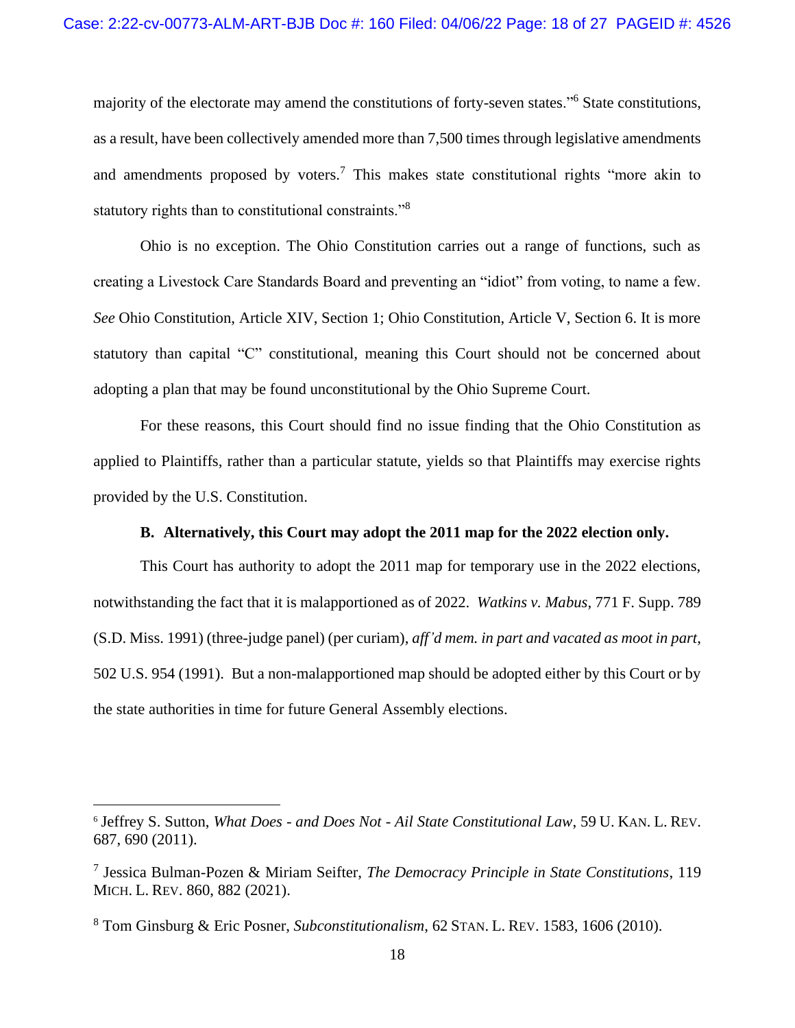majority of the electorate may amend the constitutions of forty-seven states."[6] State constitutions, as a result, have been collectively amended more than 7,500 times through legislative amendments and amendments proposed by voters.[7] This makes state constitutional rights "more akin to statutory rights than to constitutional constraints."[8]

Ohio is no exception. The Ohio Constitution carries out a range of functions, such as creating a Livestock Care Standards Board and preventing an "idiot" from voting, to name a few. *See* Ohio Constitution, Article XIV, Section 1; Ohio Constitution, Article V, Section 6. It is more statutory than capital "C" constitutional, meaning this Court should not be concerned about adopting a plan that may be found unconstitutional by the Ohio Supreme Court.

For these reasons, this Court should find no issue finding that the Ohio Constitution as applied to Plaintiffs, rather than a particular statute, yields so that Plaintiffs may exercise rights provided by the U.S. Constitution.

**B. Alternatively, this Court may adopt the 2011 map for the 2022 election only.**

This Court has authority to adopt the 2011 map for temporary use in the 2022 elections, notwithstanding the fact that it is malapportioned as of 2022. *Watkins v. Mabus*, 771 F. Supp. 789 (S.D. Miss. 1991) (three-judge panel) (per curiam), *aff'd mem. in part and vacated as moot in part*, 502 U.S. 954 (1991). But a non-malapportioned map should be adopted either by this Court or by the state authorities in time for future General Assembly elections.

---

[6] Jeffrey S. Sutton, *What Does - and Does Not - Ail State Constitutional Law*, 59 U. KAN. L. REV. 687, 690 (2011).

[7] Jessica Bulman-Pozen & Miriam Seifter, *The Democracy Principle in State Constitutions*, 119 MICH. L. REV. 860, 882 (2021).

[8] Tom Ginsburg & Eric Posner, *Subconstitutionalism*, 62 STAN. L. REV. 1583, 1606 (2010).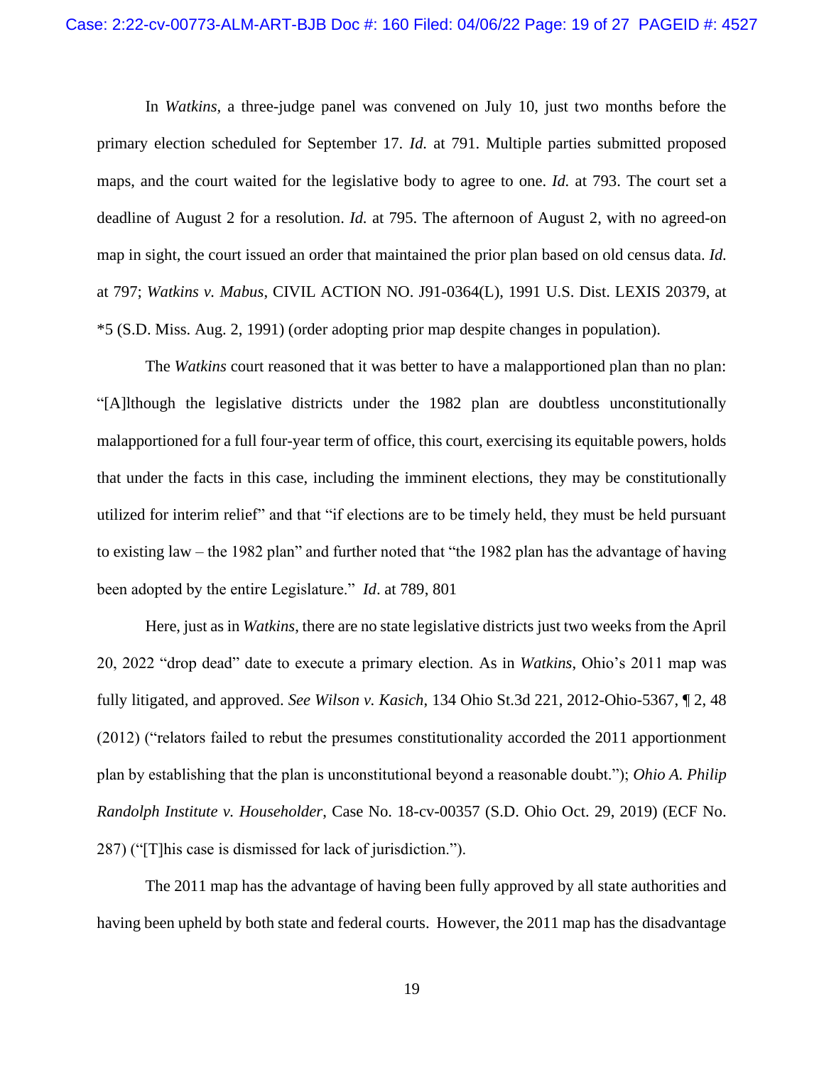In *Watkins*, a three-judge panel was convened on July 10, just two months before the primary election scheduled for September 17. *Id.* at 791. Multiple parties submitted proposed maps, and the court waited for the legislative body to agree to one. *Id.* at 793. The court set a deadline of August 2 for a resolution. *Id.* at 795. The afternoon of August 2, with no agreed-on map in sight, the court issued an order that maintained the prior plan based on old census data. *Id.* at 797; *Watkins v. Mabus*, CIVIL ACTION NO. J91-0364(L), 1991 U.S. Dist. LEXIS 20379, at *5 (S.D. Miss. Aug. 2, 1991) (order adopting prior map despite changes in population).

The *Watkins* court reasoned that it was better to have a malapportioned plan than no plan: "[A]lthough the legislative districts under the 1982 plan are doubtless unconstitutionally malapportioned for a full four-year term of office, this court, exercising its equitable powers, holds that under the facts in this case, including the imminent elections, they may be constitutionally utilized for interim relief" and that "if elections are to be timely held, they must be held pursuant to existing law – the 1982 plan" and further noted that "the 1982 plan has the advantage of having been adopted by the entire Legislature." *Id*. at 789, 801

Here, just as in *Watkins*, there are no state legislative districts just two weeks from the April 20, 2022 "drop dead" date to execute a primary election. As in *Watkins*, Ohio's 2011 map was fully litigated, and approved. *See Wilson v. Kasich*, 134 Ohio St.3d 221, 2012-Ohio-5367, ¶ 2, 48 (2012) ("relators failed to rebut the presumes constitutionality accorded the 2011 apportionment plan by establishing that the plan is unconstitutional beyond a reasonable doubt."); *Ohio A. Philip Randolph Institute v. Householder*, Case No. 18-cv-00357 (S.D. Ohio Oct. 29, 2019) (ECF No. 287) ("[T]his case is dismissed for lack of jurisdiction.").

The 2011 map has the advantage of having been fully approved by all state authorities and having been upheld by both state and federal courts. However, the 2011 map has the disadvantage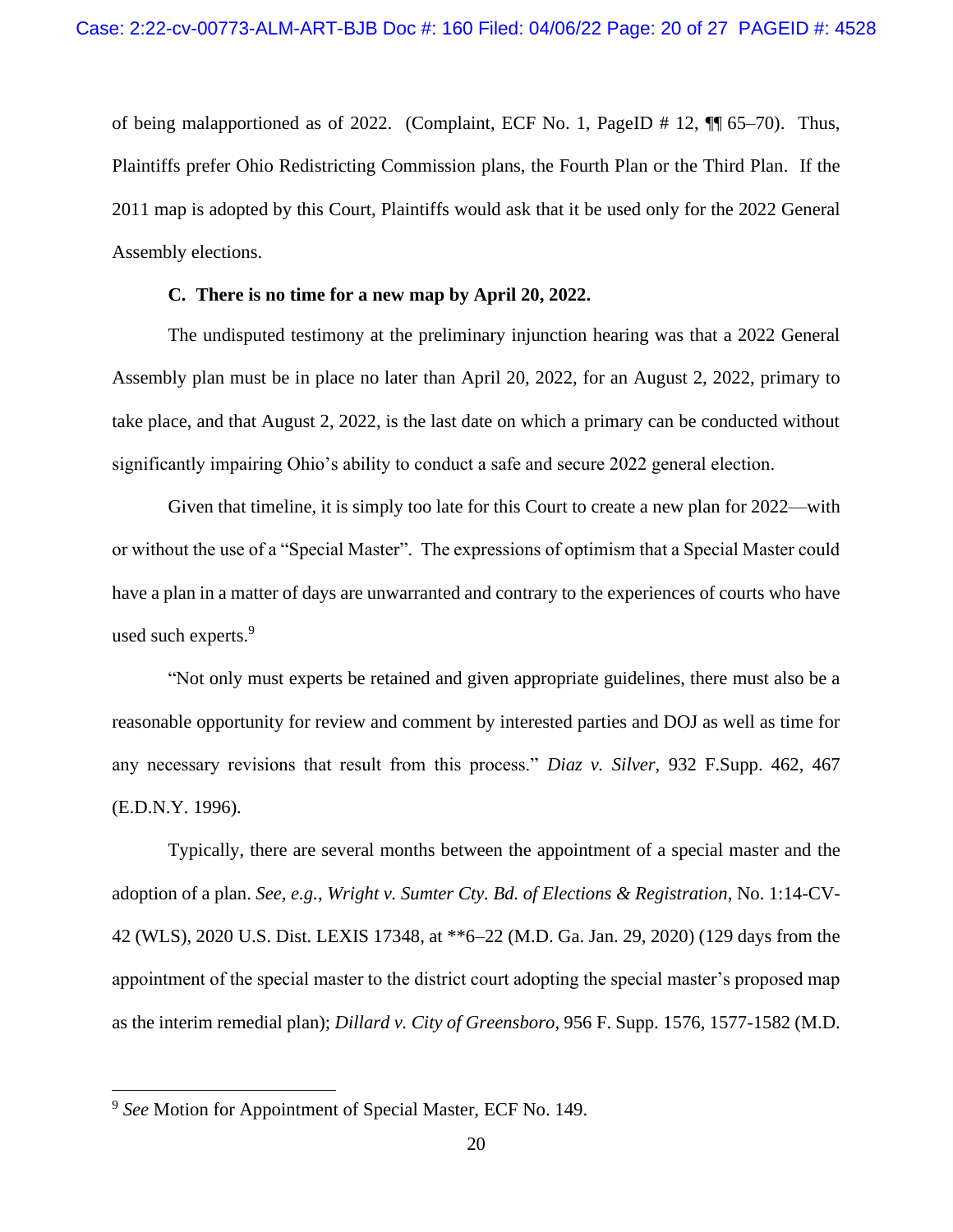of being malapportioned as of 2022. (Complaint, ECF No. 1, PageID # 12, ¶¶ 65–70). Thus, Plaintiffs prefer Ohio Redistricting Commission plans, the Fourth Plan or the Third Plan. If the 2011 map is adopted by this Court, Plaintiffs would ask that it be used only for the 2022 General Assembly elections.

**C. There is no time for a new map by April 20, 2022.**

The undisputed testimony at the preliminary injunction hearing was that a 2022 General Assembly plan must be in place no later than April 20, 2022, for an August 2, 2022, primary to take place, and that August 2, 2022, is the last date on which a primary can be conducted without significantly impairing Ohio's ability to conduct a safe and secure 2022 general election.

Given that timeline, it is simply too late for this Court to create a new plan for 2022—with or without the use of a "Special Master". The expressions of optimism that a Special Master could have a plan in a matter of days are unwarranted and contrary to the experiences of courts who have used such experts.[9]

"Not only must experts be retained and given appropriate guidelines, there must also be a reasonable opportunity for review and comment by interested parties and DOJ as well as time for any necessary revisions that result from this process." *Diaz v. Silver*, 932 F.Supp. 462, 467 (E.D.N.Y. 1996).

Typically, there are several months between the appointment of a special master and the adoption of a plan. *See, e.g.*, *Wright v. Sumter Cty. Bd. of Elections & Registration*, No. 1:14-CV-42 (WLS), 2020 U.S. Dist. LEXIS 17348, at **6–22 (M.D. Ga. Jan. 29, 2020) (129 days from the appointment of the special master to the district court adopting the special master's proposed map as the interim remedial plan); *Dillard v. City of Greensboro*, 956 F. Supp. 1576, 1577-1582 (M.D.

---

[9] *See* Motion for Appointment of Special Master, ECF No. 149.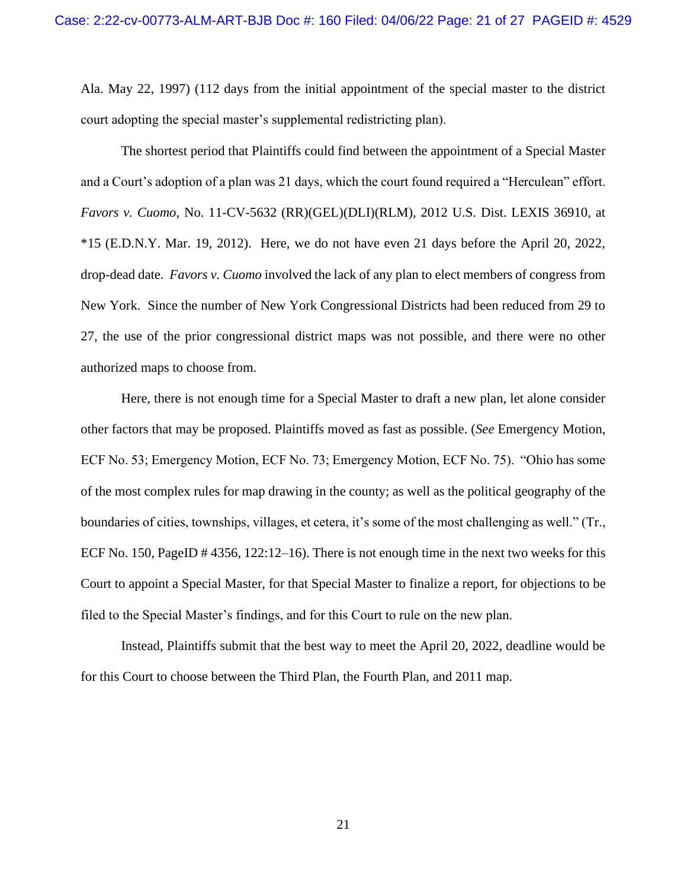Ala. May 22, 1997) (112 days from the initial appointment of the special master to the district court adopting the special master's supplemental redistricting plan).

The shortest period that Plaintiffs could find between the appointment of a Special Master and a Court's adoption of a plan was 21 days, which the court found required a "Herculean" effort. *Favors v. Cuomo*, No. 11-CV-5632 (RR)(GEL)(DLI)(RLM), 2012 U.S. Dist. LEXIS 36910, at *15 (E.D.N.Y. Mar. 19, 2012). Here, we do not have even 21 days before the April 20, 2022, drop-dead date. *Favors v. Cuomo* involved the lack of any plan to elect members of congress from New York. Since the number of New York Congressional Districts had been reduced from 29 to 27, the use of the prior congressional district maps was not possible, and there were no other authorized maps to choose from.

Here, there is not enough time for a Special Master to draft a new plan, let alone consider other factors that may be proposed. Plaintiffs moved as fast as possible. (*See* Emergency Motion, ECF No. 53; Emergency Motion, ECF No. 73; Emergency Motion, ECF No. 75). "Ohio has some of the most complex rules for map drawing in the county; as well as the political geography of the boundaries of cities, townships, villages, et cetera, it's some of the most challenging as well." (Tr., ECF No. 150, PageID # 4356, 122:12–16). There is not enough time in the next two weeks for this Court to appoint a Special Master, for that Special Master to finalize a report, for objections to be filed to the Special Master's findings, and for this Court to rule on the new plan.

Instead, Plaintiffs submit that the best way to meet the April 20, 2022, deadline would be for this Court to choose between the Third Plan, the Fourth Plan, and 2011 map.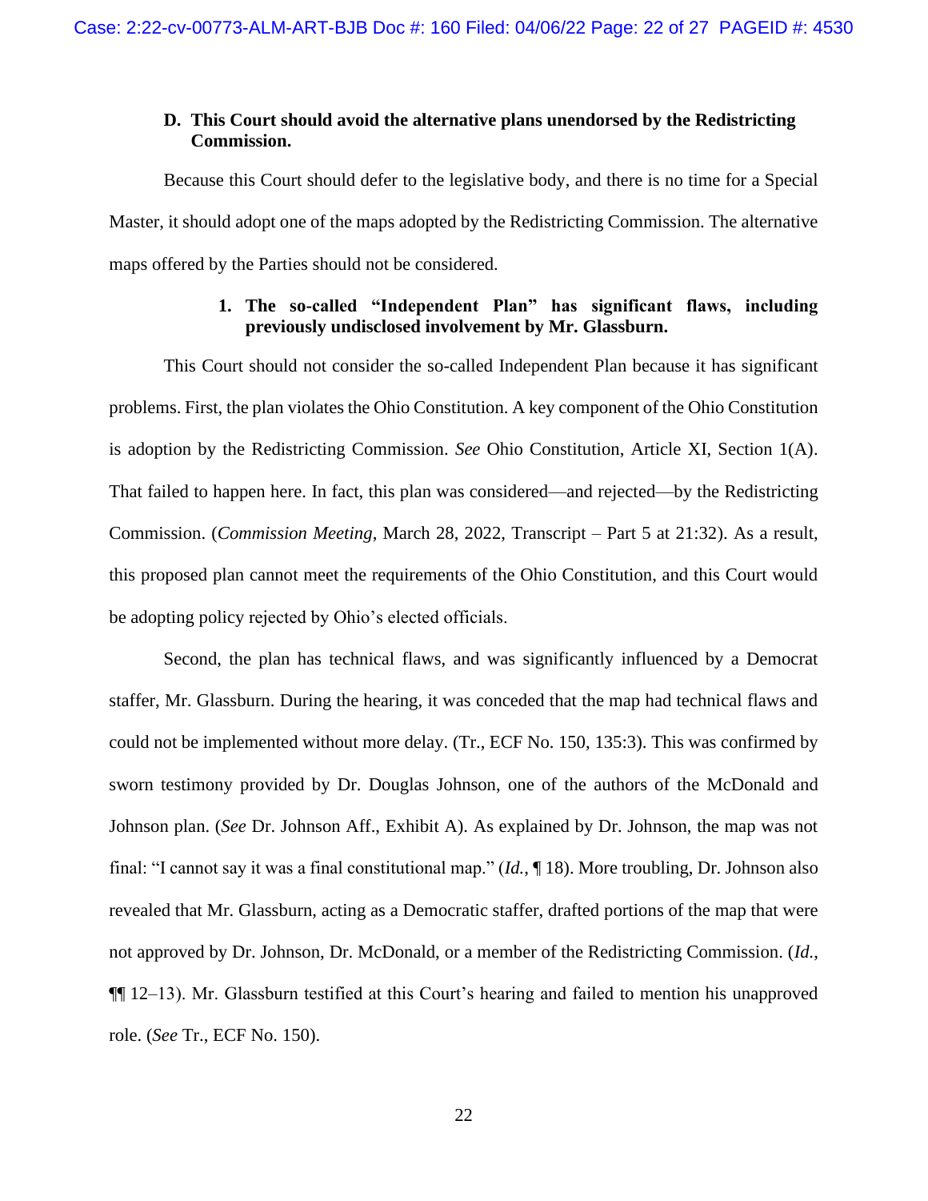### D. This Court should avoid the alternative plans unendorsed by the Redistricting Commission.

Because this Court should defer to the legislative body, and there is no time for a Special Master, it should adopt one of the maps adopted by the Redistricting Commission. The alternative maps offered by the Parties should not be considered.

#### 1. The so-called "Independent Plan" has significant flaws, including previously undisclosed involvement by Mr. Glassburn.

This Court should not consider the so-called Independent Plan because it has significant problems. First, the plan violates the Ohio Constitution. A key component of the Ohio Constitution is adoption by the Redistricting Commission. *See* Ohio Constitution, Article XI, Section 1(A). That failed to happen here. In fact, this plan was considered—and rejected—by the Redistricting Commission. (*Commission Meeting*, March 28, 2022, Transcript – Part 5 at 21:32). As a result, this proposed plan cannot meet the requirements of the Ohio Constitution, and this Court would be adopting policy rejected by Ohio's elected officials.

Second, the plan has technical flaws, and was significantly influenced by a Democrat staffer, Mr. Glassburn. During the hearing, it was conceded that the map had technical flaws and could not be implemented without more delay. (Tr., ECF No. 150, 135:3). This was confirmed by sworn testimony provided by Dr. Douglas Johnson, one of the authors of the McDonald and Johnson plan. (*See* Dr. Johnson Aff., Exhibit A). As explained by Dr. Johnson, the map was not final: "I cannot say it was a final constitutional map." (*Id.*, ¶ 18). More troubling, Dr. Johnson also revealed that Mr. Glassburn, acting as a Democratic staffer, drafted portions of the map that were not approved by Dr. Johnson, Dr. McDonald, or a member of the Redistricting Commission. (*Id.*, ¶¶ 12–13). Mr. Glassburn testified at this Court's hearing and failed to mention his unapproved role. (*See* Tr., ECF No. 150).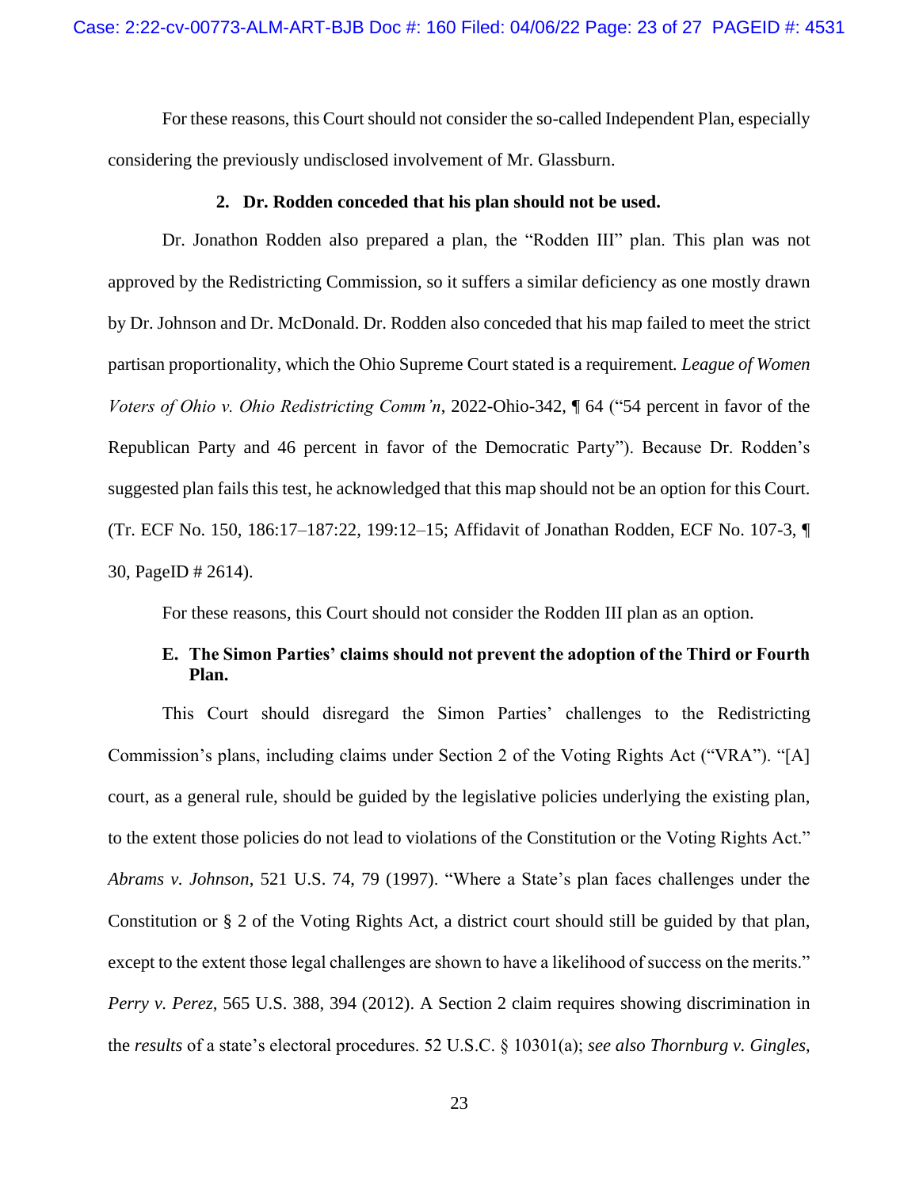For these reasons, this Court should not consider the so-called Independent Plan, especially considering the previously undisclosed involvement of Mr. Glassburn.

**2. Dr. Rodden conceded that his plan should not be used.**

Dr. Jonathon Rodden also prepared a plan, the "Rodden III" plan. This plan was not approved by the Redistricting Commission, so it suffers a similar deficiency as one mostly drawn by Dr. Johnson and Dr. McDonald. Dr. Rodden also conceded that his map failed to meet the strict partisan proportionality, which the Ohio Supreme Court stated is a requirement. *League of Women Voters of Ohio v. Ohio Redistricting Comm'n*, 2022-Ohio-342, ¶ 64 ("54 percent in favor of the Republican Party and 46 percent in favor of the Democratic Party"). Because Dr. Rodden's suggested plan fails this test, he acknowledged that this map should not be an option for this Court. (Tr. ECF No. 150, 186:17–187:22, 199:12–15; Affidavit of Jonathan Rodden, ECF No. 107-3, ¶ 30, PageID # 2614).

For these reasons, this Court should not consider the Rodden III plan as an option.

**E. The Simon Parties' claims should not prevent the adoption of the Third or Fourth Plan.**

This Court should disregard the Simon Parties' challenges to the Redistricting Commission's plans, including claims under Section 2 of the Voting Rights Act ("VRA"). "[A] court, as a general rule, should be guided by the legislative policies underlying the existing plan, to the extent those policies do not lead to violations of the Constitution or the Voting Rights Act." *Abrams v. Johnson*, 521 U.S. 74, 79 (1997). "Where a State's plan faces challenges under the Constitution or § 2 of the Voting Rights Act, a district court should still be guided by that plan, except to the extent those legal challenges are shown to have a likelihood of success on the merits." *Perry v. Perez*, 565 U.S. 388, 394 (2012). A Section 2 claim requires showing discrimination in the *results* of a state's electoral procedures. 52 U.S.C. § 10301(a); *see also Thornburg v. Gingles*,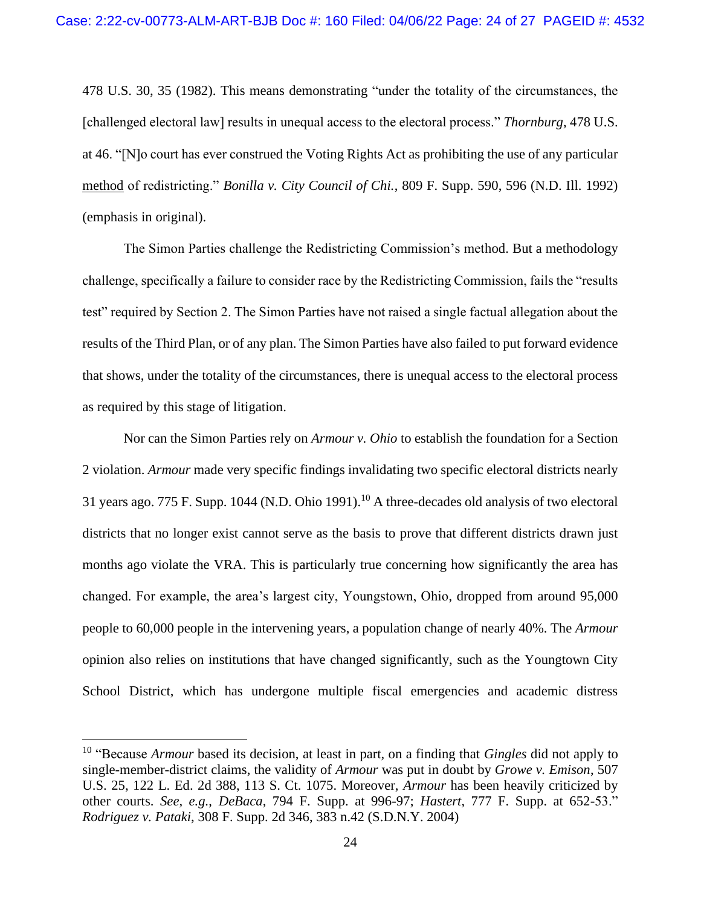478 U.S. 30, 35 (1982). This means demonstrating "under the totality of the circumstances, the [challenged electoral law] results in unequal access to the electoral process." *Thornburg*, 478 U.S. at 46. "[N]o court has ever construed the Voting Rights Act as prohibiting the use of any particular <u>method</u> of redistricting." *Bonilla v. City Council of Chi.*, 809 F. Supp. 590, 596 (N.D. Ill. 1992) (emphasis in original).

The Simon Parties challenge the Redistricting Commission's method. But a methodology challenge, specifically a failure to consider race by the Redistricting Commission, fails the "results test" required by Section 2. The Simon Parties have not raised a single factual allegation about the results of the Third Plan, or of any plan. The Simon Parties have also failed to put forward evidence that shows, under the totality of the circumstances, there is unequal access to the electoral process as required by this stage of litigation.

Nor can the Simon Parties rely on *Armour v. Ohio* to establish the foundation for a Section 2 violation. *Armour* made very specific findings invalidating two specific electoral districts nearly 31 years ago. 775 F. Supp. 1044 (N.D. Ohio 1991).[10] A three-decades old analysis of two electoral districts that no longer exist cannot serve as the basis to prove that different districts drawn just months ago violate the VRA. This is particularly true concerning how significantly the area has changed. For example, the area's largest city, Youngstown, Ohio, dropped from around 95,000 people to 60,000 people in the intervening years, a population change of nearly 40%. The *Armour* opinion also relies on institutions that have changed significantly, such as the Youngtown City School District, which has undergone multiple fiscal emergencies and academic distress

---

[10] "Because *Armour* based its decision, at least in part, on a finding that *Gingles* did not apply to single-member-district claims, the validity of *Armour* was put in doubt by *Growe v. Emison*, 507 U.S. 25, 122 L. Ed. 2d 388, 113 S. Ct. 1075. Moreover, *Armour* has been heavily criticized by other courts. *See, e.g.*, *DeBaca*, 794 F. Supp. at 996-97; *Hastert*, 777 F. Supp. at 652-53." *Rodriguez v. Pataki*, 308 F. Supp. 2d 346, 383 n.42 (S.D.N.Y. 2004)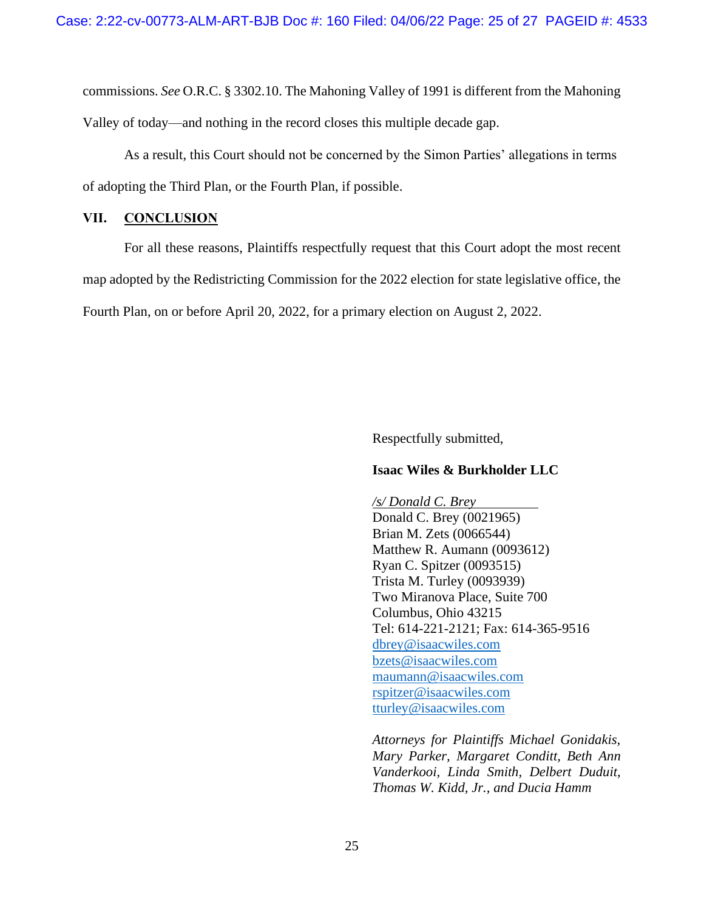commissions. *See* O.R.C. § 3302.10. The Mahoning Valley of 1991 is different from the Mahoning Valley of today—and nothing in the record closes this multiple decade gap.

As a result, this Court should not be concerned by the Simon Parties' allegations in terms of adopting the Third Plan, or the Fourth Plan, if possible.

## VII. CONCLUSION

For all these reasons, Plaintiffs respectfully request that this Court adopt the most recent map adopted by the Redistricting Commission for the 2022 election for state legislative office, the Fourth Plan, on or before April 20, 2022, for a primary election on August 2, 2022.

Respectfully submitted,

**Isaac Wiles & Burkholder LLC**

*/s/ Donald C. Brey*
Donald C. Brey (0021965)
Brian M. Zets (0066544)
Matthew R. Aumann (0093612)
Ryan C. Spitzer (0093515)
Trista M. Turley (0093939)
Two Miranova Place, Suite 700
Columbus, Ohio 43215
Tel: 614-221-2121; Fax: 614-365-9516
dbrey@isaacwiles.com
bzets@isaacwiles.com
maumann@isaacwiles.com
rspitzer@isaacwiles.com
tturley@isaacwiles.com

*Attorneys for Plaintiffs Michael Gonidakis, Mary Parker, Margaret Conditt, Beth Ann Vanderkooi, Linda Smith, Delbert Duduit, Thomas W. Kidd, Jr., and Ducia Hamm*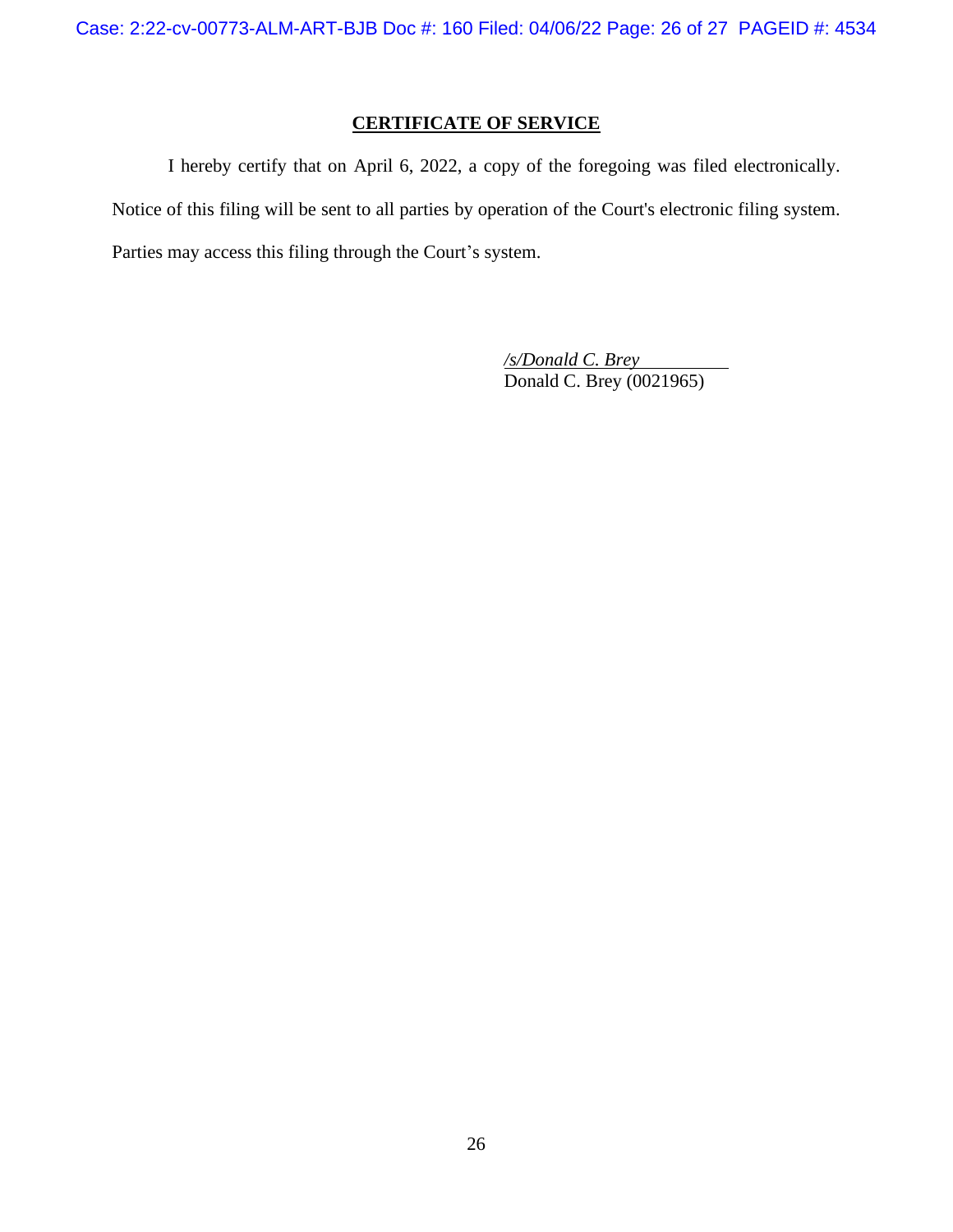## CERTIFICATE OF SERVICE

I hereby certify that on April 6, 2022, a copy of the foregoing was filed electronically. Notice of this filing will be sent to all parties by operation of the Court's electronic filing system. Parties may access this filing through the Court's system.

*/s/Donald C. Brey*
Donald C. Brey (0021965)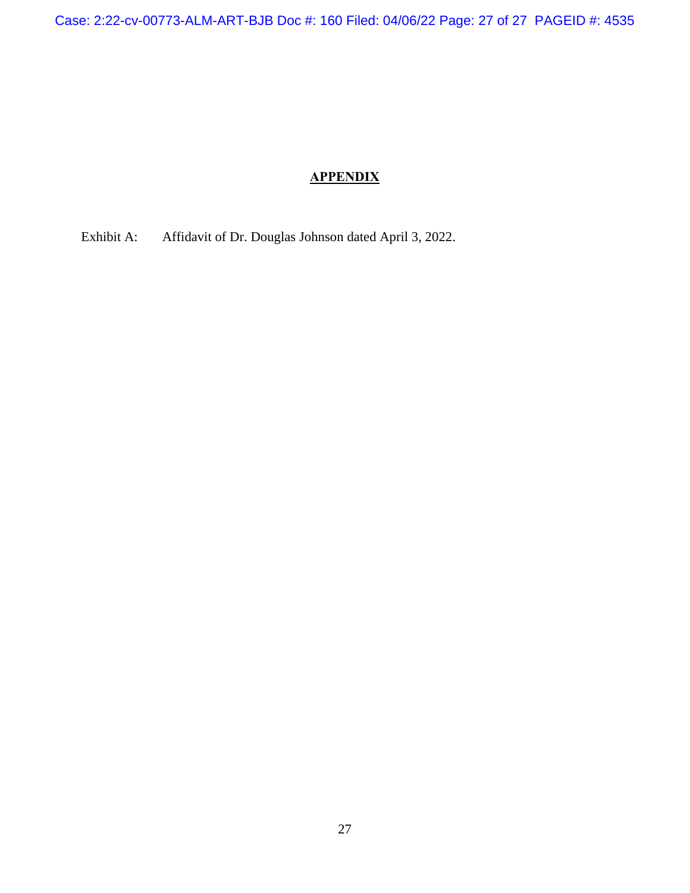## APPENDIX

Exhibit A: Affidavit of Dr. Douglas Johnson dated April 3, 2022.